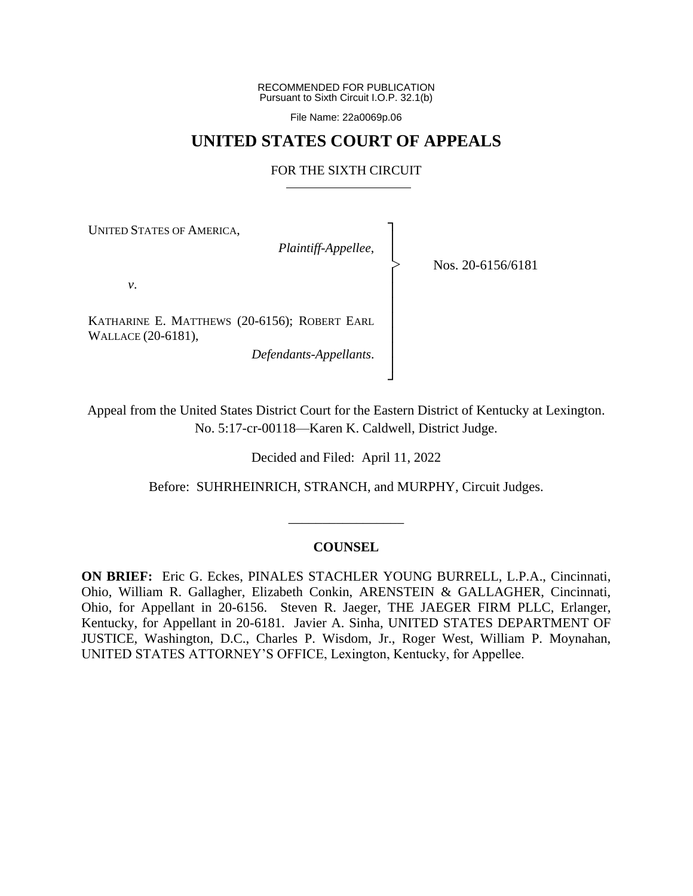RECOMMENDED FOR PUBLICATION
Pursuant to Sixth Circuit I.O.P. 32.1(b)

File Name: 22a0069p.06

# UNITED STATES COURT OF APPEALS

## FOR THE SIXTH CIRCUIT

UNITED STATES OF AMERICA,

*Plaintiff-Appellee*,

*v*.

KATHARINE E. MATTHEWS (20-6156); ROBERT EARL WALLACE (20-6181),

*Defendants-Appellants*.

Nos. 20-6156/6181

Appeal from the United States District Court for the Eastern District of Kentucky at Lexington.
No. 5:17-cr-00118—Karen K. Caldwell, District Judge.

Decided and Filed: April 11, 2022

Before: SUHRHEINRICH, STRANCH, and MURPHY, Circuit Judges.

---

### COUNSEL

**ON BRIEF:** Eric G. Eckes, PINALES STACHLER YOUNG BURRELL, L.P.A., Cincinnati, Ohio, William R. Gallagher, Elizabeth Conkin, ARENSTEIN & GALLAGHER, Cincinnati, Ohio, for Appellant in 20-6156. Steven R. Jaeger, THE JAEGER FIRM PLLC, Erlanger, Kentucky, for Appellant in 20-6181. Javier A. Sinha, UNITED STATES DEPARTMENT OF JUSTICE, Washington, D.C., Charles P. Wisdom, Jr., Roger West, William P. Moynahan, UNITED STATES ATTORNEY'S OFFICE, Lexington, Kentucky, for Appellee.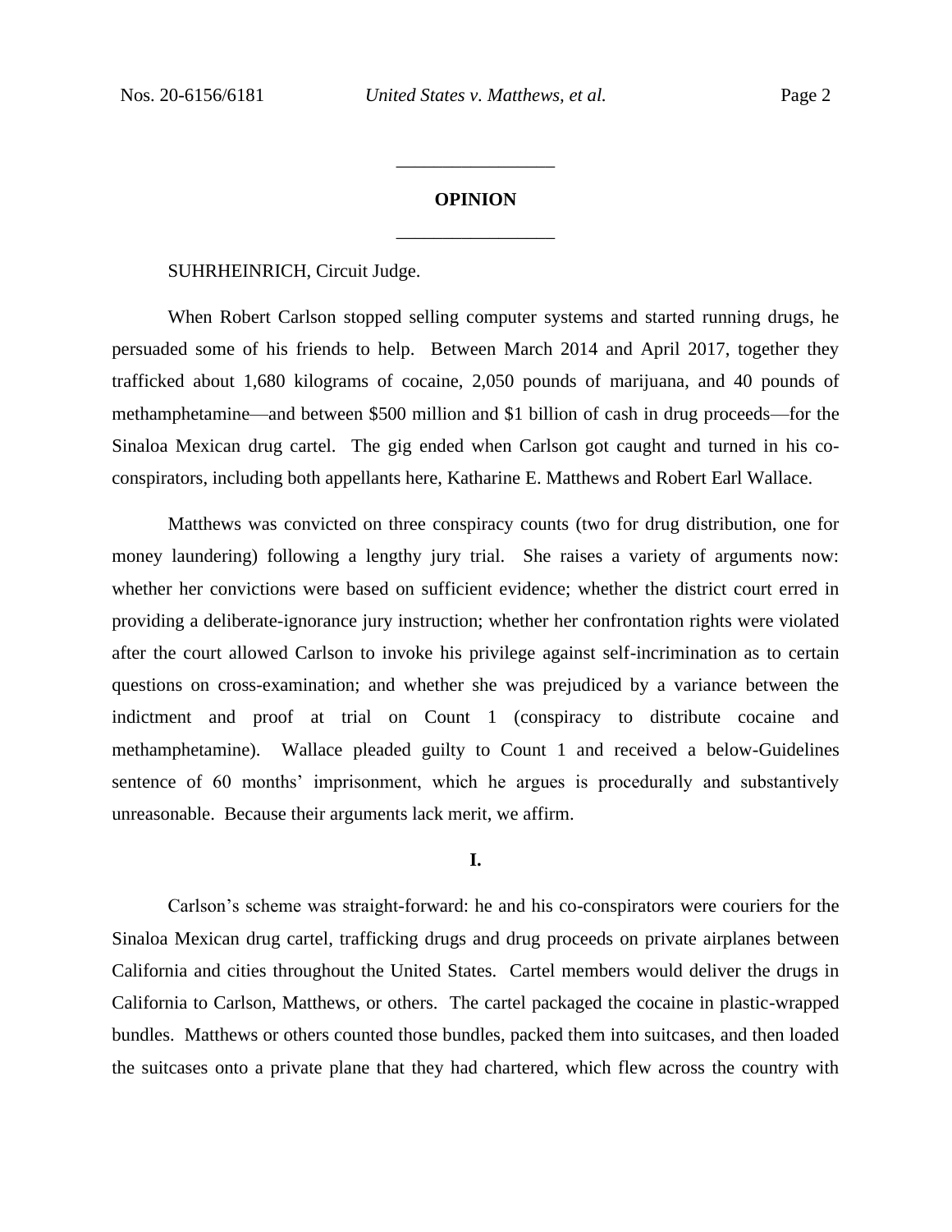## OPINION

SUHRHEINRICH, Circuit Judge.

When Robert Carlson stopped selling computer systems and started running drugs, he persuaded some of his friends to help. Between March 2014 and April 2017, together they trafficked about 1,680 kilograms of cocaine, 2,050 pounds of marijuana, and 40 pounds of methamphetamine—and between $500 million and $1 billion of cash in drug proceeds—for the Sinaloa Mexican drug cartel. The gig ended when Carlson got caught and turned in his co-conspirators, including both appellants here, Katharine E. Matthews and Robert Earl Wallace.

Matthews was convicted on three conspiracy counts (two for drug distribution, one for money laundering) following a lengthy jury trial. She raises a variety of arguments now: whether her convictions were based on sufficient evidence; whether the district court erred in providing a deliberate-ignorance jury instruction; whether her confrontation rights were violated after the court allowed Carlson to invoke his privilege against self-incrimination as to certain questions on cross-examination; and whether she was prejudiced by a variance between the indictment and proof at trial on Count 1 (conspiracy to distribute cocaine and methamphetamine). Wallace pleaded guilty to Count 1 and received a below-Guidelines sentence of 60 months' imprisonment, which he argues is procedurally and substantively unreasonable. Because their arguments lack merit, we affirm.

## I.

Carlson's scheme was straight-forward: he and his co-conspirators were couriers for the Sinaloa Mexican drug cartel, trafficking drugs and drug proceeds on private airplanes between California and cities throughout the United States. Cartel members would deliver the drugs in California to Carlson, Matthews, or others. The cartel packaged the cocaine in plastic-wrapped bundles. Matthews or others counted those bundles, packed them into suitcases, and then loaded the suitcases onto a private plane that they had chartered, which flew across the country with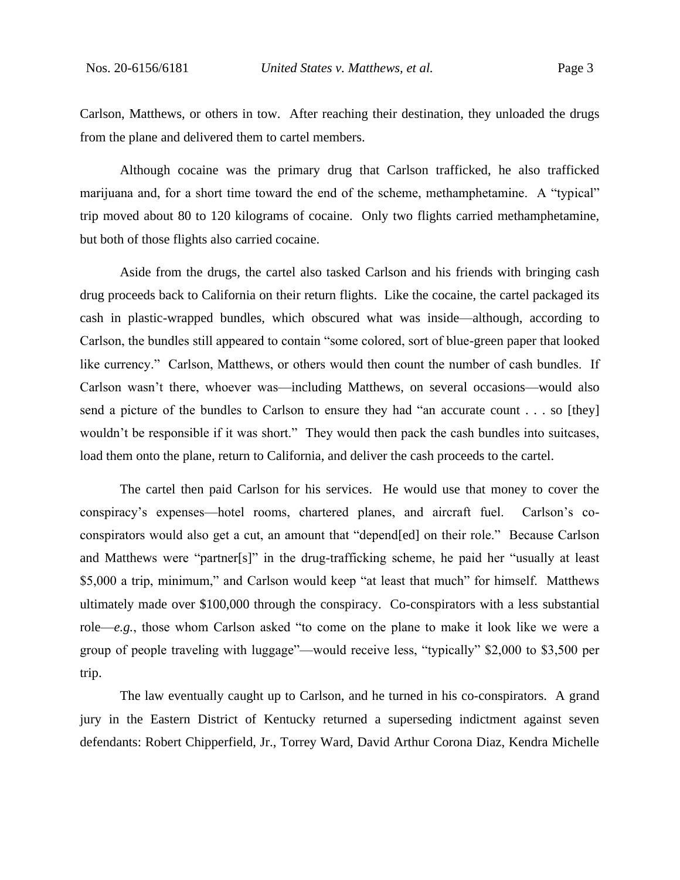Carlson, Matthews, or others in tow. After reaching their destination, they unloaded the drugs from the plane and delivered them to cartel members.

Although cocaine was the primary drug that Carlson trafficked, he also trafficked marijuana and, for a short time toward the end of the scheme, methamphetamine. A "typical" trip moved about 80 to 120 kilograms of cocaine. Only two flights carried methamphetamine, but both of those flights also carried cocaine.

Aside from the drugs, the cartel also tasked Carlson and his friends with bringing cash drug proceeds back to California on their return flights. Like the cocaine, the cartel packaged its cash in plastic-wrapped bundles, which obscured what was inside—although, according to Carlson, the bundles still appeared to contain "some colored, sort of blue-green paper that looked like currency." Carlson, Matthews, or others would then count the number of cash bundles. If Carlson wasn't there, whoever was—including Matthews, on several occasions—would also send a picture of the bundles to Carlson to ensure they had "an accurate count . . . so [they] wouldn't be responsible if it was short." They would then pack the cash bundles into suitcases, load them onto the plane, return to California, and deliver the cash proceeds to the cartel.

The cartel then paid Carlson for his services. He would use that money to cover the conspiracy's expenses—hotel rooms, chartered planes, and aircraft fuel. Carlson's co-conspirators would also get a cut, an amount that "depend[ed] on their role." Because Carlson and Matthews were "partner[s]" in the drug-trafficking scheme, he paid her "usually at least $5,000 a trip, minimum," and Carlson would keep "at least that much" for himself. Matthews ultimately made over $100,000 through the conspiracy. Co-conspirators with a less substantial role—*e.g.*, those whom Carlson asked "to come on the plane to make it look like we were a group of people traveling with luggage"—would receive less, "typically" $2,000 to $3,500 per trip.

The law eventually caught up to Carlson, and he turned in his co-conspirators. A grand jury in the Eastern District of Kentucky returned a superseding indictment against seven defendants: Robert Chipperfield, Jr., Torrey Ward, David Arthur Corona Diaz, Kendra Michelle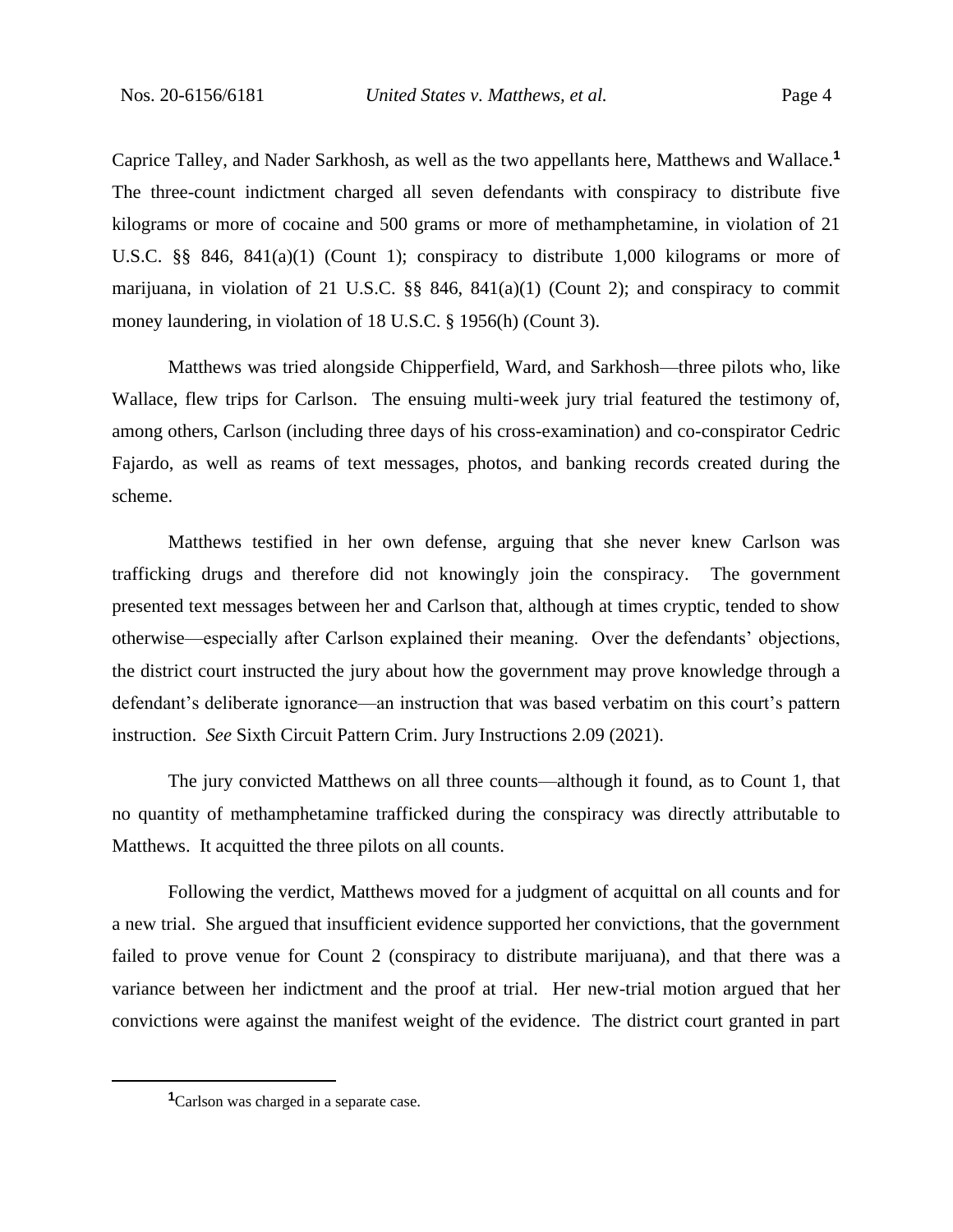Caprice Talley, and Nader Sarkhosh, as well as the two appellants here, Matthews and Wallace.[1] The three-count indictment charged all seven defendants with conspiracy to distribute five kilograms or more of cocaine and 500 grams or more of methamphetamine, in violation of 21 U.S.C. §§ 846, 841(a)(1) (Count 1); conspiracy to distribute 1,000 kilograms or more of marijuana, in violation of 21 U.S.C. §§ 846, 841(a)(1) (Count 2); and conspiracy to commit money laundering, in violation of 18 U.S.C. § 1956(h) (Count 3).

Matthews was tried alongside Chipperfield, Ward, and Sarkhosh—three pilots who, like Wallace, flew trips for Carlson. The ensuing multi-week jury trial featured the testimony of, among others, Carlson (including three days of his cross-examination) and co-conspirator Cedric Fajardo, as well as reams of text messages, photos, and banking records created during the scheme.

Matthews testified in her own defense, arguing that she never knew Carlson was trafficking drugs and therefore did not knowingly join the conspiracy. The government presented text messages between her and Carlson that, although at times cryptic, tended to show otherwise—especially after Carlson explained their meaning. Over the defendants' objections, the district court instructed the jury about how the government may prove knowledge through a defendant's deliberate ignorance—an instruction that was based verbatim on this court's pattern instruction. *See* Sixth Circuit Pattern Crim. Jury Instructions 2.09 (2021).

The jury convicted Matthews on all three counts—although it found, as to Count 1, that no quantity of methamphetamine trafficked during the conspiracy was directly attributable to Matthews. It acquitted the three pilots on all counts.

Following the verdict, Matthews moved for a judgment of acquittal on all counts and for a new trial. She argued that insufficient evidence supported her convictions, that the government failed to prove venue for Count 2 (conspiracy to distribute marijuana), and that there was a variance between her indictment and the proof at trial. Her new-trial motion argued that her convictions were against the manifest weight of the evidence. The district court granted in part

[1] Carlson was charged in a separate case.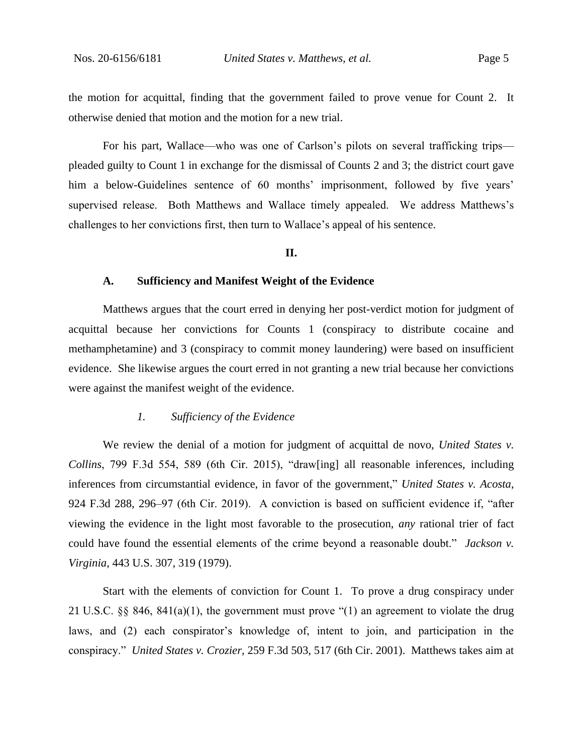the motion for acquittal, finding that the government failed to prove venue for Count 2. It otherwise denied that motion and the motion for a new trial.

For his part, Wallace—who was one of Carlson's pilots on several trafficking trips—pleaded guilty to Count 1 in exchange for the dismissal of Counts 2 and 3; the district court gave him a below-Guidelines sentence of 60 months' imprisonment, followed by five years' supervised release. Both Matthews and Wallace timely appealed. We address Matthews's challenges to her convictions first, then turn to Wallace's appeal of his sentence.

## II.

### A. Sufficiency and Manifest Weight of the Evidence

Matthews argues that the court erred in denying her post-verdict motion for judgment of acquittal because her convictions for Counts 1 (conspiracy to distribute cocaine and methamphetamine) and 3 (conspiracy to commit money laundering) were based on insufficient evidence. She likewise argues the court erred in not granting a new trial because her convictions were against the manifest weight of the evidence.

#### *1. Sufficiency of the Evidence*

We review the denial of a motion for judgment of acquittal de novo, *United States v. Collins*, 799 F.3d 554, 589 (6th Cir. 2015), "draw[ing] all reasonable inferences, including inferences from circumstantial evidence, in favor of the government," *United States v. Acosta*, 924 F.3d 288, 296–97 (6th Cir. 2019). A conviction is based on sufficient evidence if, "after viewing the evidence in the light most favorable to the prosecution, *any* rational trier of fact could have found the essential elements of the crime beyond a reasonable doubt." *Jackson v. Virginia*, 443 U.S. 307, 319 (1979).

Start with the elements of conviction for Count 1. To prove a drug conspiracy under 21 U.S.C. §§ 846, 841(a)(1), the government must prove "(1) an agreement to violate the drug laws, and (2) each conspirator's knowledge of, intent to join, and participation in the conspiracy." *United States v. Crozier*, 259 F.3d 503, 517 (6th Cir. 2001). Matthews takes aim at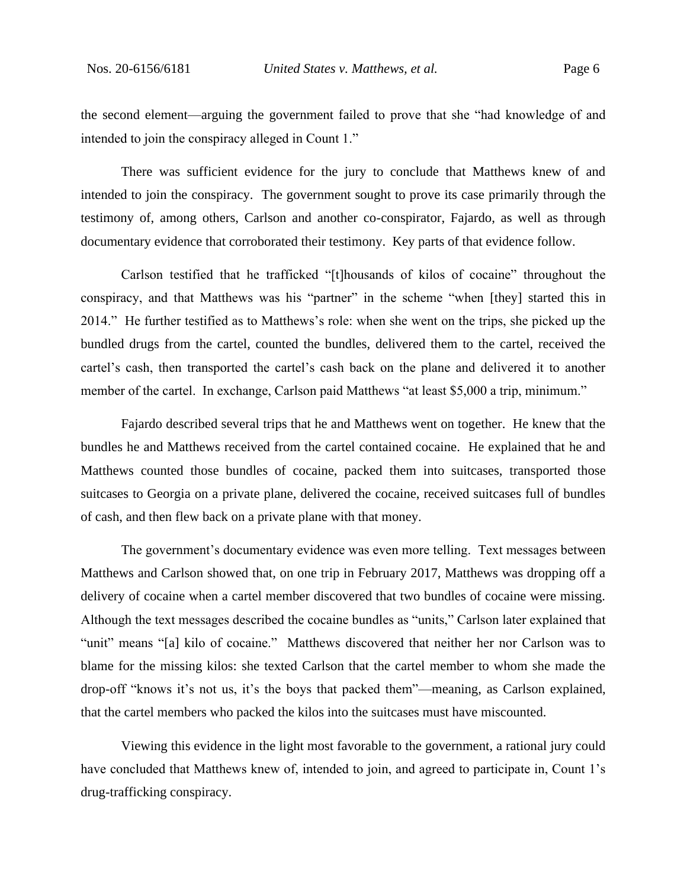the second element—arguing the government failed to prove that she "had knowledge of and intended to join the conspiracy alleged in Count 1."

There was sufficient evidence for the jury to conclude that Matthews knew of and intended to join the conspiracy. The government sought to prove its case primarily through the testimony of, among others, Carlson and another co-conspirator, Fajardo, as well as through documentary evidence that corroborated their testimony. Key parts of that evidence follow.

Carlson testified that he trafficked "[t]housands of kilos of cocaine" throughout the conspiracy, and that Matthews was his "partner" in the scheme "when [they] started this in 2014." He further testified as to Matthews's role: when she went on the trips, she picked up the bundled drugs from the cartel, counted the bundles, delivered them to the cartel, received the cartel's cash, then transported the cartel's cash back on the plane and delivered it to another member of the cartel. In exchange, Carlson paid Matthews "at least $5,000 a trip, minimum."

Fajardo described several trips that he and Matthews went on together. He knew that the bundles he and Matthews received from the cartel contained cocaine. He explained that he and Matthews counted those bundles of cocaine, packed them into suitcases, transported those suitcases to Georgia on a private plane, delivered the cocaine, received suitcases full of bundles of cash, and then flew back on a private plane with that money.

The government's documentary evidence was even more telling. Text messages between Matthews and Carlson showed that, on one trip in February 2017, Matthews was dropping off a delivery of cocaine when a cartel member discovered that two bundles of cocaine were missing. Although the text messages described the cocaine bundles as "units," Carlson later explained that "unit" means "[a] kilo of cocaine." Matthews discovered that neither her nor Carlson was to blame for the missing kilos: she texted Carlson that the cartel member to whom she made the drop-off "knows it's not us, it's the boys that packed them"—meaning, as Carlson explained, that the cartel members who packed the kilos into the suitcases must have miscounted.

Viewing this evidence in the light most favorable to the government, a rational jury could have concluded that Matthews knew of, intended to join, and agreed to participate in, Count 1's drug-trafficking conspiracy.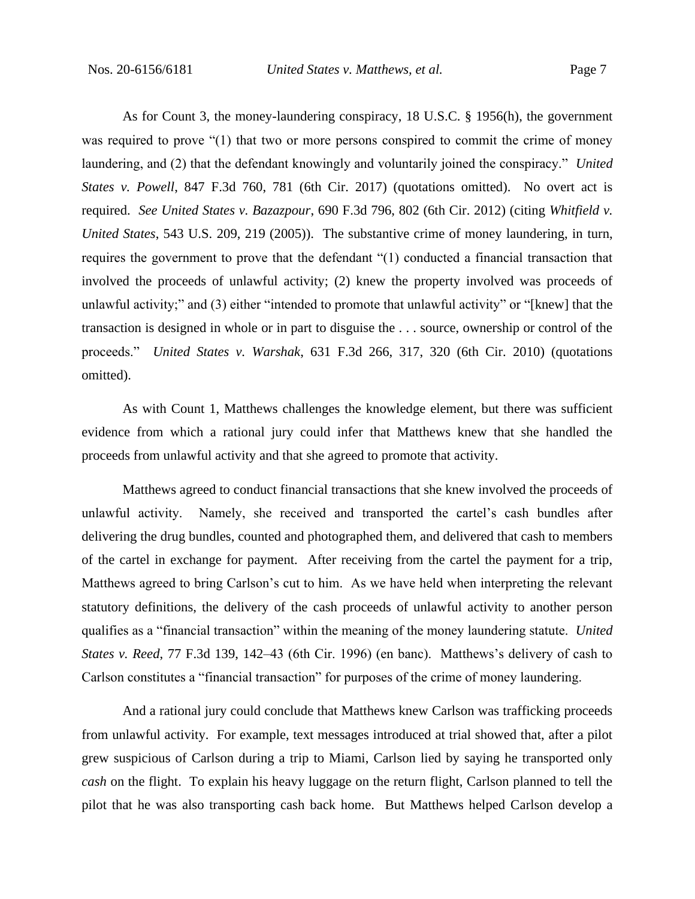As for Count 3, the money-laundering conspiracy, 18 U.S.C. § 1956(h), the government was required to prove "(1) that two or more persons conspired to commit the crime of money laundering, and (2) that the defendant knowingly and voluntarily joined the conspiracy." *United States v. Powell*, 847 F.3d 760, 781 (6th Cir. 2017) (quotations omitted). No overt act is required. *See United States v. Bazazpour*, 690 F.3d 796, 802 (6th Cir. 2012) (citing *Whitfield v. United States*, 543 U.S. 209, 219 (2005)). The substantive crime of money laundering, in turn, requires the government to prove that the defendant "(1) conducted a financial transaction that involved the proceeds of unlawful activity; (2) knew the property involved was proceeds of unlawful activity;" and (3) either "intended to promote that unlawful activity" or "[knew] that the transaction is designed in whole or in part to disguise the . . . source, ownership or control of the proceeds." *United States v. Warshak*, 631 F.3d 266, 317, 320 (6th Cir. 2010) (quotations omitted).

As with Count 1, Matthews challenges the knowledge element, but there was sufficient evidence from which a rational jury could infer that Matthews knew that she handled the proceeds from unlawful activity and that she agreed to promote that activity.

Matthews agreed to conduct financial transactions that she knew involved the proceeds of unlawful activity. Namely, she received and transported the cartel's cash bundles after delivering the drug bundles, counted and photographed them, and delivered that cash to members of the cartel in exchange for payment. After receiving from the cartel the payment for a trip, Matthews agreed to bring Carlson's cut to him. As we have held when interpreting the relevant statutory definitions, the delivery of the cash proceeds of unlawful activity to another person qualifies as a "financial transaction" within the meaning of the money laundering statute. *United States v. Reed*, 77 F.3d 139, 142–43 (6th Cir. 1996) (en banc). Matthews's delivery of cash to Carlson constitutes a "financial transaction" for purposes of the crime of money laundering.

And a rational jury could conclude that Matthews knew Carlson was trafficking proceeds from unlawful activity. For example, text messages introduced at trial showed that, after a pilot grew suspicious of Carlson during a trip to Miami, Carlson lied by saying he transported only *cash* on the flight. To explain his heavy luggage on the return flight, Carlson planned to tell the pilot that he was also transporting cash back home. But Matthews helped Carlson develop a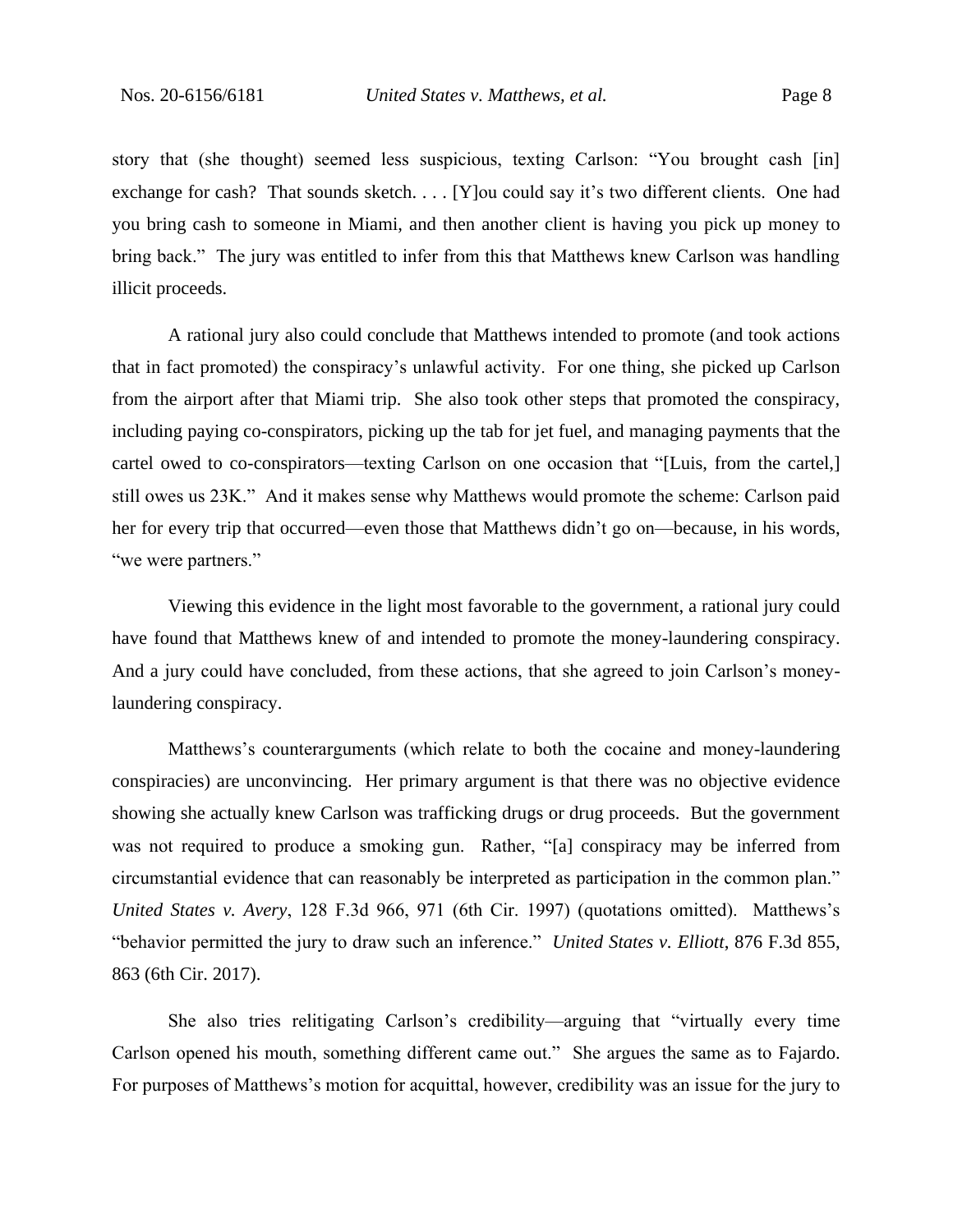story that (she thought) seemed less suspicious, texting Carlson: "You brought cash [in] exchange for cash? That sounds sketch. . . . [Y]ou could say it's two different clients. One had you bring cash to someone in Miami, and then another client is having you pick up money to bring back." The jury was entitled to infer from this that Matthews knew Carlson was handling illicit proceeds.

A rational jury also could conclude that Matthews intended to promote (and took actions that in fact promoted) the conspiracy's unlawful activity. For one thing, she picked up Carlson from the airport after that Miami trip. She also took other steps that promoted the conspiracy, including paying co-conspirators, picking up the tab for jet fuel, and managing payments that the cartel owed to co-conspirators—texting Carlson on one occasion that "[Luis, from the cartel,] still owes us 23K." And it makes sense why Matthews would promote the scheme: Carlson paid her for every trip that occurred—even those that Matthews didn't go on—because, in his words, "we were partners."

Viewing this evidence in the light most favorable to the government, a rational jury could have found that Matthews knew of and intended to promote the money-laundering conspiracy. And a jury could have concluded, from these actions, that she agreed to join Carlson's money-laundering conspiracy.

Matthews's counterarguments (which relate to both the cocaine and money-laundering conspiracies) are unconvincing. Her primary argument is that there was no objective evidence showing she actually knew Carlson was trafficking drugs or drug proceeds. But the government was not required to produce a smoking gun. Rather, "[a] conspiracy may be inferred from circumstantial evidence that can reasonably be interpreted as participation in the common plan." *United States v. Avery*, 128 F.3d 966, 971 (6th Cir. 1997) (quotations omitted). Matthews's "behavior permitted the jury to draw such an inference." *United States v. Elliott*, 876 F.3d 855, 863 (6th Cir. 2017).

She also tries relitigating Carlson's credibility—arguing that "virtually every time Carlson opened his mouth, something different came out." She argues the same as to Fajardo. For purposes of Matthews's motion for acquittal, however, credibility was an issue for the jury to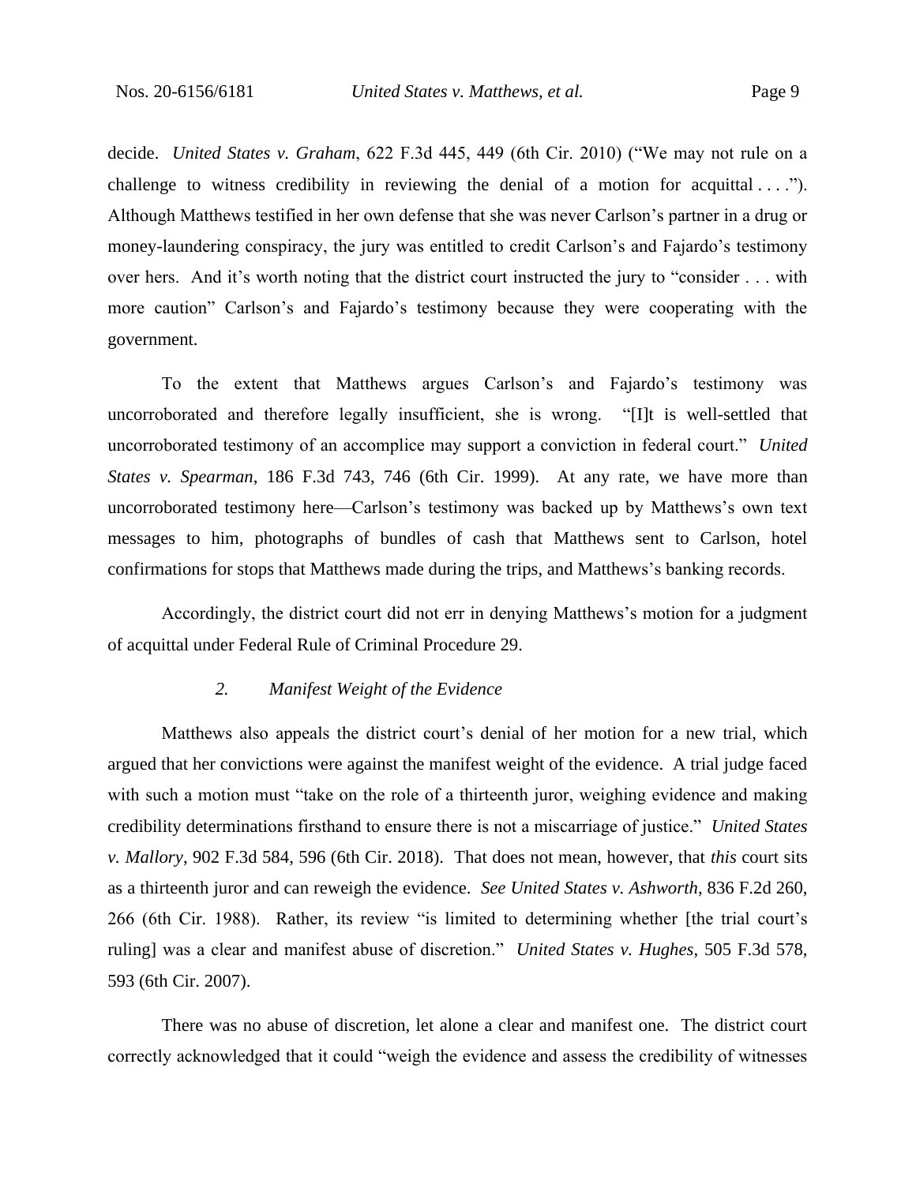decide. *United States v. Graham*, 622 F.3d 445, 449 (6th Cir. 2010) ("We may not rule on a challenge to witness credibility in reviewing the denial of a motion for acquittal . . . ."). Although Matthews testified in her own defense that she was never Carlson's partner in a drug or money-laundering conspiracy, the jury was entitled to credit Carlson's and Fajardo's testimony over hers. And it's worth noting that the district court instructed the jury to "consider . . . with more caution" Carlson's and Fajardo's testimony because they were cooperating with the government.

To the extent that Matthews argues Carlson's and Fajardo's testimony was uncorroborated and therefore legally insufficient, she is wrong. "[I]t is well-settled that uncorroborated testimony of an accomplice may support a conviction in federal court." *United States v. Spearman*, 186 F.3d 743, 746 (6th Cir. 1999). At any rate, we have more than uncorroborated testimony here—Carlson's testimony was backed up by Matthews's own text messages to him, photographs of bundles of cash that Matthews sent to Carlson, hotel confirmations for stops that Matthews made during the trips, and Matthews's banking records.

Accordingly, the district court did not err in denying Matthews's motion for a judgment of acquittal under Federal Rule of Criminal Procedure 29.

*2. Manifest Weight of the Evidence*

Matthews also appeals the district court's denial of her motion for a new trial, which argued that her convictions were against the manifest weight of the evidence. A trial judge faced with such a motion must "take on the role of a thirteenth juror, weighing evidence and making credibility determinations firsthand to ensure there is not a miscarriage of justice." *United States v. Mallory*, 902 F.3d 584, 596 (6th Cir. 2018). That does not mean, however, that *this* court sits as a thirteenth juror and can reweigh the evidence. *See United States v. Ashworth*, 836 F.2d 260, 266 (6th Cir. 1988). Rather, its review "is limited to determining whether [the trial court's ruling] was a clear and manifest abuse of discretion." *United States v. Hughes*, 505 F.3d 578, 593 (6th Cir. 2007).

There was no abuse of discretion, let alone a clear and manifest one. The district court correctly acknowledged that it could "weigh the evidence and assess the credibility of witnesses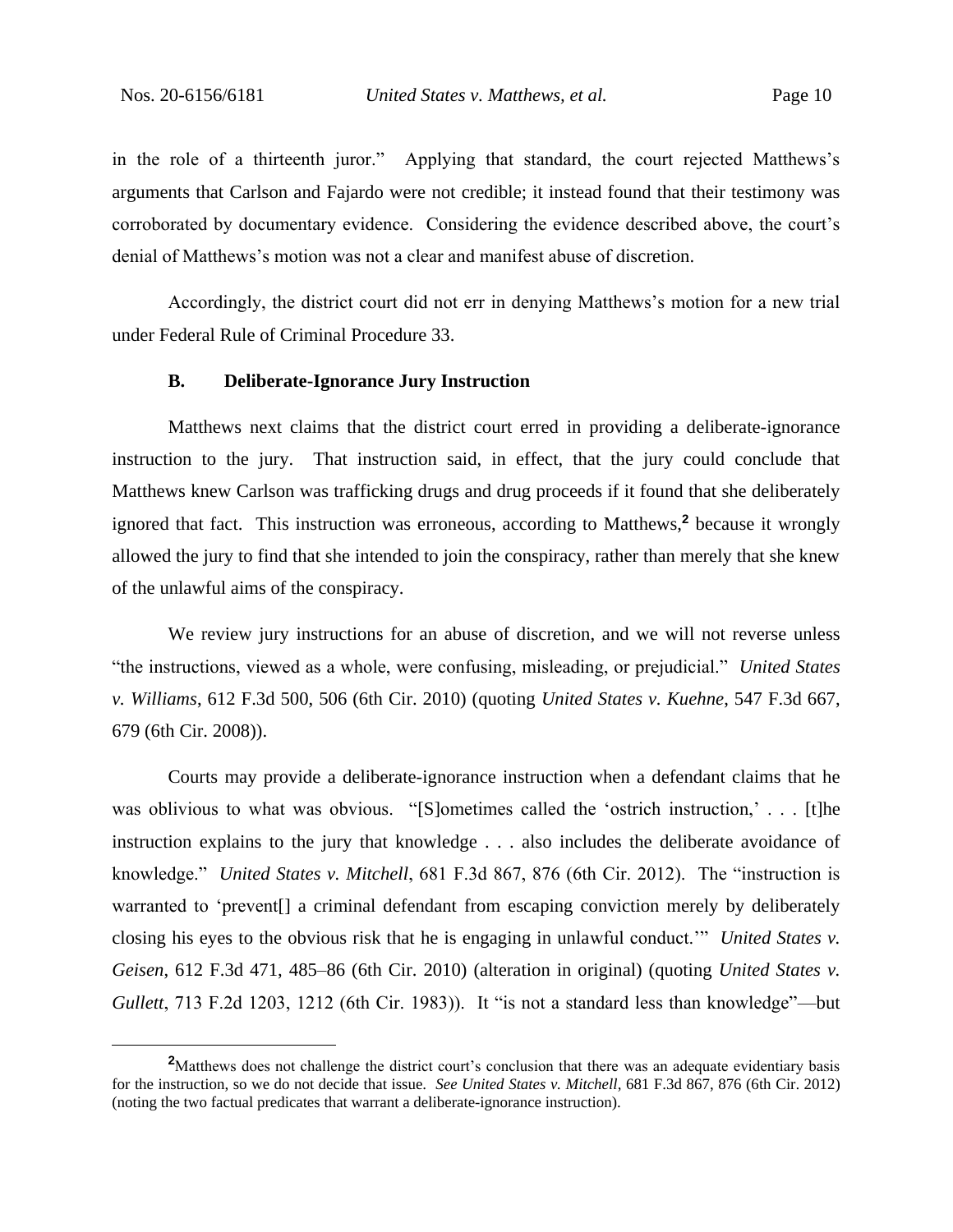in the role of a thirteenth juror." Applying that standard, the court rejected Matthews's arguments that Carlson and Fajardo were not credible; it instead found that their testimony was corroborated by documentary evidence. Considering the evidence described above, the court's denial of Matthews's motion was not a clear and manifest abuse of discretion.

Accordingly, the district court did not err in denying Matthews's motion for a new trial under Federal Rule of Criminal Procedure 33.

### B. Deliberate-Ignorance Jury Instruction

Matthews next claims that the district court erred in providing a deliberate-ignorance instruction to the jury. That instruction said, in effect, that the jury could conclude that Matthews knew Carlson was trafficking drugs and drug proceeds if it found that she deliberately ignored that fact. This instruction was erroneous, according to Matthews,[2] because it wrongly allowed the jury to find that she intended to join the conspiracy, rather than merely that she knew of the unlawful aims of the conspiracy.

We review jury instructions for an abuse of discretion, and we will not reverse unless "the instructions, viewed as a whole, were confusing, misleading, or prejudicial." *United States v. Williams*, 612 F.3d 500, 506 (6th Cir. 2010) (quoting *United States v. Kuehne*, 547 F.3d 667, 679 (6th Cir. 2008)).

Courts may provide a deliberate-ignorance instruction when a defendant claims that he was oblivious to what was obvious. "[S]ometimes called the 'ostrich instruction,' . . . [t]he instruction explains to the jury that knowledge . . . also includes the deliberate avoidance of knowledge." *United States v. Mitchell*, 681 F.3d 867, 876 (6th Cir. 2012). The "instruction is warranted to 'prevent[] a criminal defendant from escaping conviction merely by deliberately closing his eyes to the obvious risk that he is engaging in unlawful conduct.'" *United States v. Geisen*, 612 F.3d 471, 485–86 (6th Cir. 2010) (alteration in original) (quoting *United States v. Gullett*, 713 F.2d 1203, 1212 (6th Cir. 1983)). It "is not a standard less than knowledge"—but

---

[2] Matthews does not challenge the district court's conclusion that there was an adequate evidentiary basis for the instruction, so we do not decide that issue. *See United States v. Mitchell*, 681 F.3d 867, 876 (6th Cir. 2012) (noting the two factual predicates that warrant a deliberate-ignorance instruction).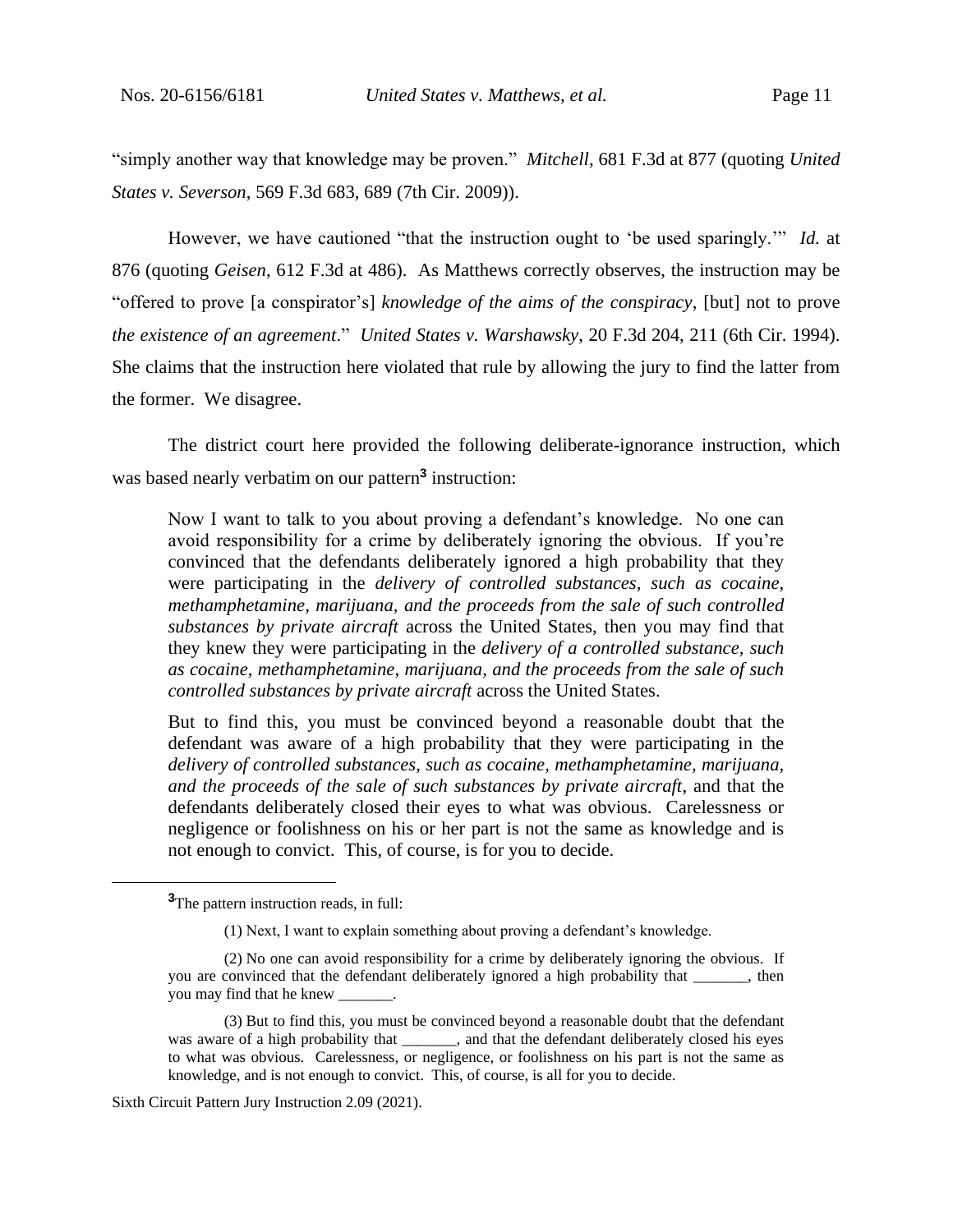"simply another way that knowledge may be proven." *Mitchell*, 681 F.3d at 877 (quoting *United States v. Severson*, 569 F.3d 683, 689 (7th Cir. 2009)).

However, we have cautioned "that the instruction ought to 'be used sparingly.'" *Id.* at 876 (quoting *Geisen*, 612 F.3d at 486). As Matthews correctly observes, the instruction may be "offered to prove [a conspirator's] *knowledge of the aims of the conspiracy*, [but] not to prove *the existence of an agreement*." *United States v. Warshawsky*, 20 F.3d 204, 211 (6th Cir. 1994). She claims that the instruction here violated that rule by allowing the jury to find the latter from the former. We disagree.

The district court here provided the following deliberate-ignorance instruction, which was based nearly verbatim on our pattern[3] instruction:

> Now I want to talk to you about proving a defendant's knowledge. No one can avoid responsibility for a crime by deliberately ignoring the obvious. If you're convinced that the defendants deliberately ignored a high probability that they were participating in the *delivery of controlled substances, such as cocaine, methamphetamine, marijuana, and the proceeds from the sale of such controlled substances by private aircraft* across the United States, then you may find that they knew they were participating in the *delivery of a controlled substance, such as cocaine, methamphetamine, marijuana, and the proceeds from the sale of such controlled substances by private aircraft* across the United States.
>
> But to find this, you must be convinced beyond a reasonable doubt that the defendant was aware of a high probability that they were participating in the *delivery of controlled substances, such as cocaine, methamphetamine, marijuana, and the proceeds of the sale of such substances by private aircraft*, and that the defendants deliberately closed their eyes to what was obvious. Carelessness or negligence or foolishness on his or her part is not the same as knowledge and is not enough to convict. This, of course, is for you to decide.

---

[3]The pattern instruction reads, in full:

> (1) Next, I want to explain something about proving a defendant's knowledge.
>
> (2) No one can avoid responsibility for a crime by deliberately ignoring the obvious. If you are convinced that the defendant deliberately ignored a high probability that _______, then you may find that he knew _______.
>
> (3) But to find this, you must be convinced beyond a reasonable doubt that the defendant was aware of a high probability that _______, and that the defendant deliberately closed his eyes to what was obvious. Carelessness, or negligence, or foolishness on his part is not the same as knowledge, and is not enough to convict. This, of course, is all for you to decide.

Sixth Circuit Pattern Jury Instruction 2.09 (2021).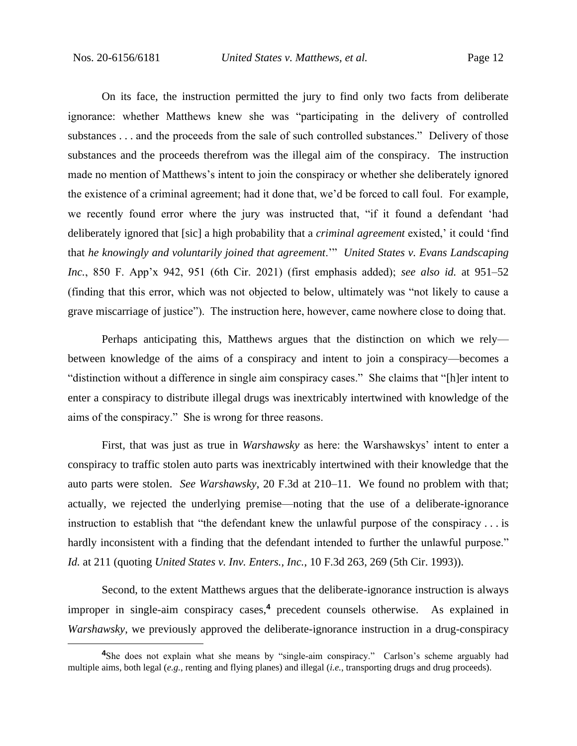On its face, the instruction permitted the jury to find only two facts from deliberate ignorance: whether Matthews knew she was "participating in the delivery of controlled substances . . . and the proceeds from the sale of such controlled substances." Delivery of those substances and the proceeds therefrom was the illegal aim of the conspiracy. The instruction made no mention of Matthews's intent to join the conspiracy or whether she deliberately ignored the existence of a criminal agreement; had it done that, we'd be forced to call foul. For example, we recently found error where the jury was instructed that, "if it found a defendant 'had deliberately ignored that [sic] a high probability that a *criminal agreement* existed,' it could 'find that *he knowingly and voluntarily joined that agreement*.'" *United States v. Evans Landscaping Inc.*, 850 F. App'x 942, 951 (6th Cir. 2021) (first emphasis added); *see also id.* at 951–52 (finding that this error, which was not objected to below, ultimately was "not likely to cause a grave miscarriage of justice"). The instruction here, however, came nowhere close to doing that.

Perhaps anticipating this, Matthews argues that the distinction on which we rely—between knowledge of the aims of a conspiracy and intent to join a conspiracy—becomes a "distinction without a difference in single aim conspiracy cases." She claims that "[h]er intent to enter a conspiracy to distribute illegal drugs was inextricably intertwined with knowledge of the aims of the conspiracy." She is wrong for three reasons.

First, that was just as true in *Warshawsky* as here: the Warshawskys' intent to enter a conspiracy to traffic stolen auto parts was inextricably intertwined with their knowledge that the auto parts were stolen. *See Warshawsky*, 20 F.3d at 210–11. We found no problem with that; actually, we rejected the underlying premise—noting that the use of a deliberate-ignorance instruction to establish that "the defendant knew the unlawful purpose of the conspiracy . . . is hardly inconsistent with a finding that the defendant intended to further the unlawful purpose." *Id.* at 211 (quoting *United States v. Inv. Enters., Inc.*, 10 F.3d 263, 269 (5th Cir. 1993)).

Second, to the extent Matthews argues that the deliberate-ignorance instruction is always improper in single-aim conspiracy cases,[4] precedent counsels otherwise. As explained in *Warshawsky*, we previously approved the deliberate-ignorance instruction in a drug-conspiracy

[4]She does not explain what she means by "single-aim conspiracy." Carlson's scheme arguably had multiple aims, both legal (*e.g.*, renting and flying planes) and illegal (*i.e.*, transporting drugs and drug proceeds).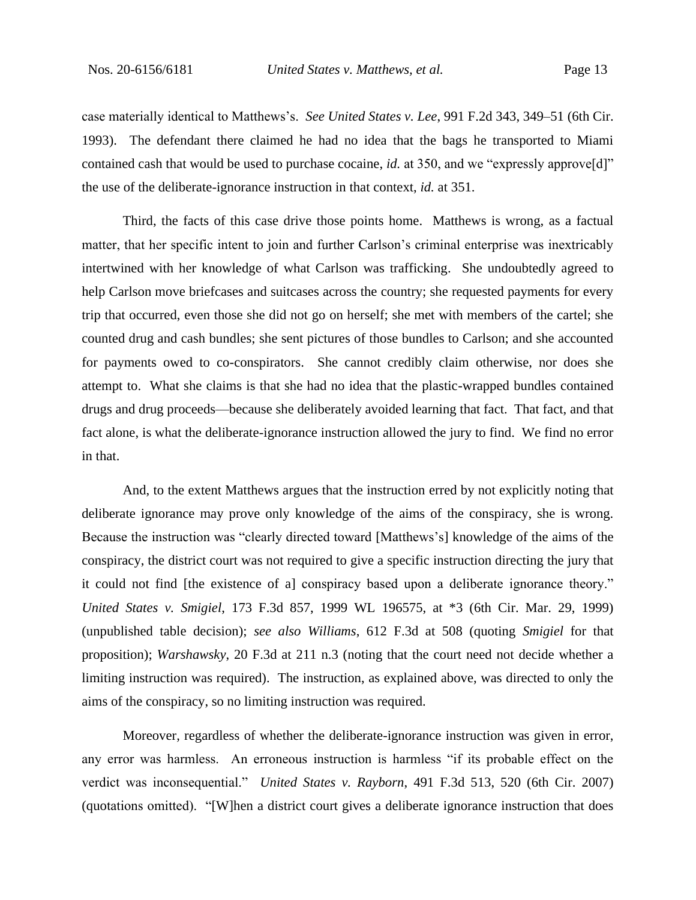case materially identical to Matthews's. *See United States v. Lee*, 991 F.2d 343, 349–51 (6th Cir. 1993). The defendant there claimed he had no idea that the bags he transported to Miami contained cash that would be used to purchase cocaine, *id.* at 350, and we "expressly approve[d]" the use of the deliberate-ignorance instruction in that context, *id.* at 351.

Third, the facts of this case drive those points home. Matthews is wrong, as a factual matter, that her specific intent to join and further Carlson's criminal enterprise was inextricably intertwined with her knowledge of what Carlson was trafficking. She undoubtedly agreed to help Carlson move briefcases and suitcases across the country; she requested payments for every trip that occurred, even those she did not go on herself; she met with members of the cartel; she counted drug and cash bundles; she sent pictures of those bundles to Carlson; and she accounted for payments owed to co-conspirators. She cannot credibly claim otherwise, nor does she attempt to. What she claims is that she had no idea that the plastic-wrapped bundles contained drugs and drug proceeds—because she deliberately avoided learning that fact. That fact, and that fact alone, is what the deliberate-ignorance instruction allowed the jury to find. We find no error in that.

And, to the extent Matthews argues that the instruction erred by not explicitly noting that deliberate ignorance may prove only knowledge of the aims of the conspiracy, she is wrong. Because the instruction was "clearly directed toward [Matthews's] knowledge of the aims of the conspiracy, the district court was not required to give a specific instruction directing the jury that it could not find [the existence of a] conspiracy based upon a deliberate ignorance theory." *United States v. Smigiel*, 173 F.3d 857, 1999 WL 196575, at *3 (6th Cir. Mar. 29, 1999) (unpublished table decision); *see also Williams*, 612 F.3d at 508 (quoting *Smigiel* for that proposition); *Warshawsky*, 20 F.3d at 211 n.3 (noting that the court need not decide whether a limiting instruction was required). The instruction, as explained above, was directed to only the aims of the conspiracy, so no limiting instruction was required.

Moreover, regardless of whether the deliberate-ignorance instruction was given in error, any error was harmless. An erroneous instruction is harmless "if its probable effect on the verdict was inconsequential." *United States v. Rayborn*, 491 F.3d 513, 520 (6th Cir. 2007) (quotations omitted). "[W]hen a district court gives a deliberate ignorance instruction that does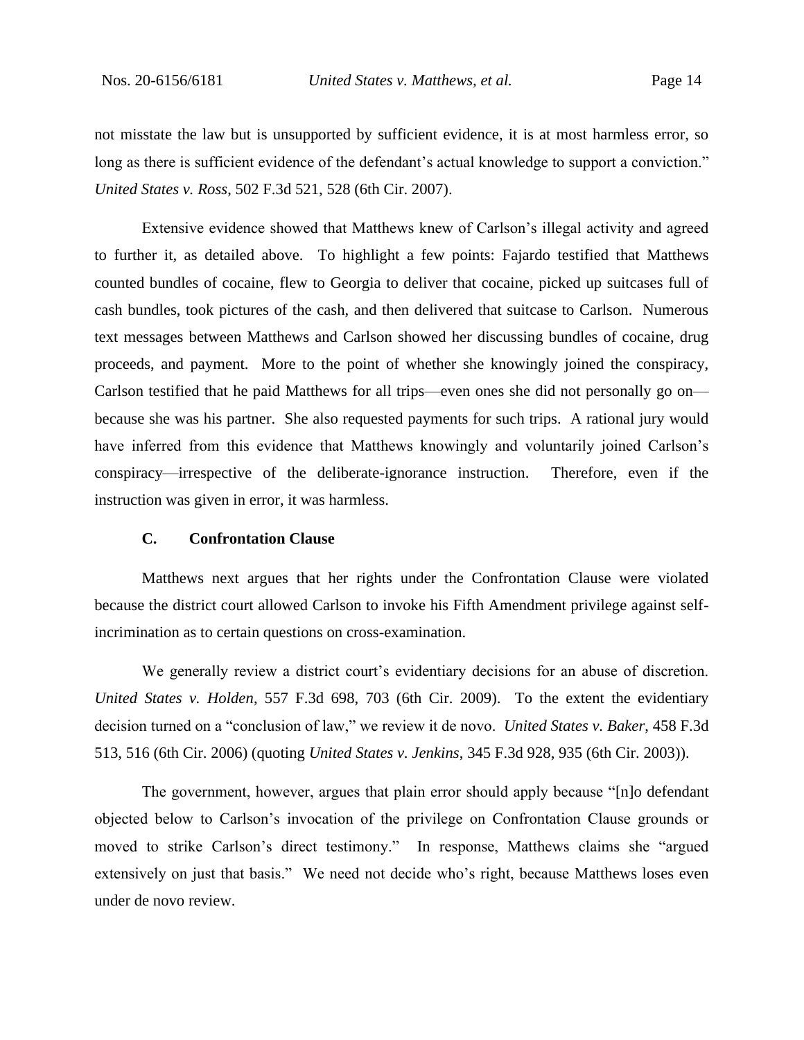not misstate the law but is unsupported by sufficient evidence, it is at most harmless error, so long as there is sufficient evidence of the defendant's actual knowledge to support a conviction." *United States v. Ross*, 502 F.3d 521, 528 (6th Cir. 2007).

Extensive evidence showed that Matthews knew of Carlson's illegal activity and agreed to further it, as detailed above. To highlight a few points: Fajardo testified that Matthews counted bundles of cocaine, flew to Georgia to deliver that cocaine, picked up suitcases full of cash bundles, took pictures of the cash, and then delivered that suitcase to Carlson. Numerous text messages between Matthews and Carlson showed her discussing bundles of cocaine, drug proceeds, and payment. More to the point of whether she knowingly joined the conspiracy, Carlson testified that he paid Matthews for all trips—even ones she did not personally go on—because she was his partner. She also requested payments for such trips. A rational jury would have inferred from this evidence that Matthews knowingly and voluntarily joined Carlson's conspiracy—irrespective of the deliberate-ignorance instruction. Therefore, even if the instruction was given in error, it was harmless.

### C. Confrontation Clause

Matthews next argues that her rights under the Confrontation Clause were violated because the district court allowed Carlson to invoke his Fifth Amendment privilege against self-incrimination as to certain questions on cross-examination.

We generally review a district court's evidentiary decisions for an abuse of discretion. *United States v. Holden*, 557 F.3d 698, 703 (6th Cir. 2009). To the extent the evidentiary decision turned on a "conclusion of law," we review it de novo. *United States v. Baker*, 458 F.3d 513, 516 (6th Cir. 2006) (quoting *United States v. Jenkins*, 345 F.3d 928, 935 (6th Cir. 2003)).

The government, however, argues that plain error should apply because "[n]o defendant objected below to Carlson's invocation of the privilege on Confrontation Clause grounds or moved to strike Carlson's direct testimony." In response, Matthews claims she "argued extensively on just that basis." We need not decide who's right, because Matthews loses even under de novo review.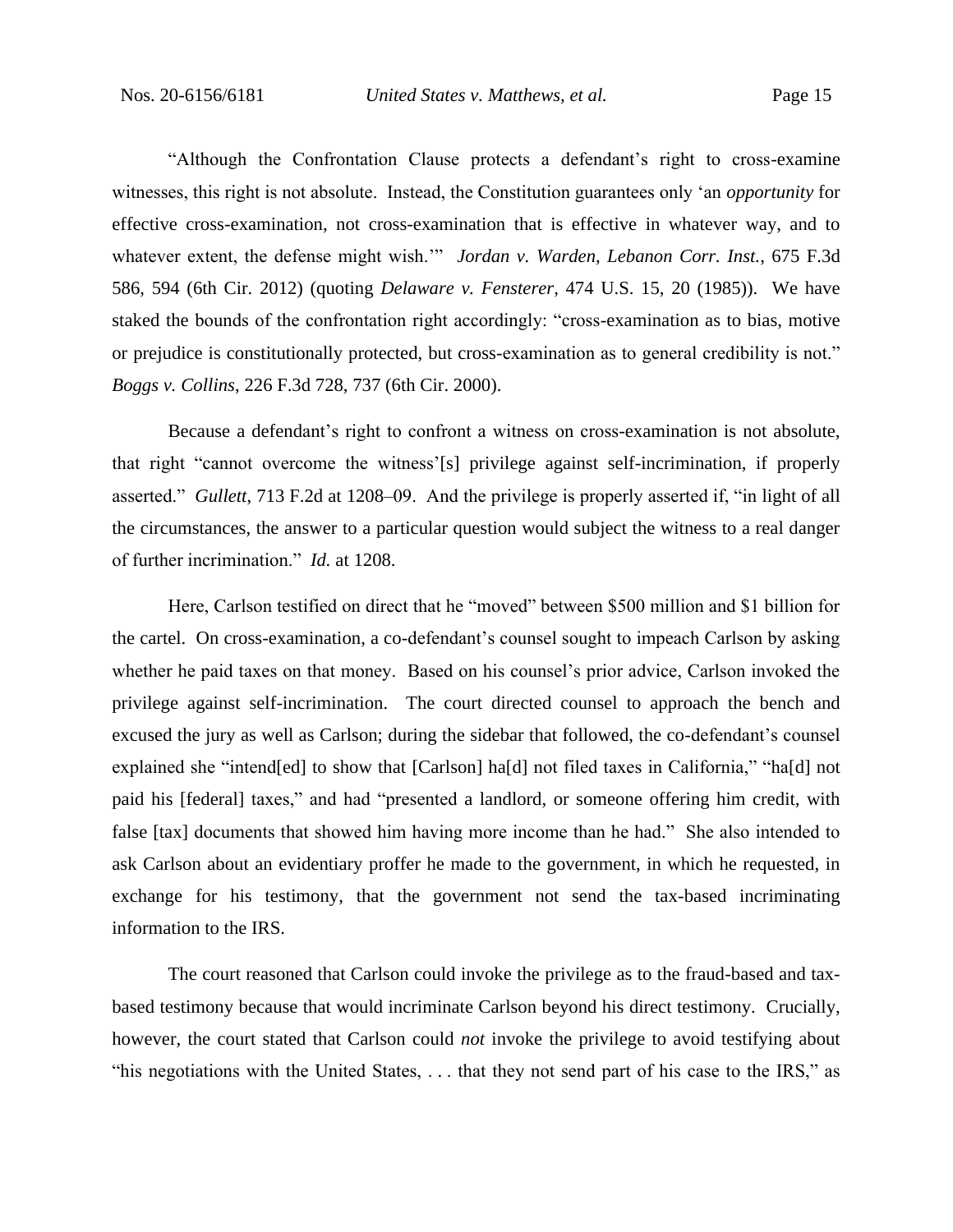"Although the Confrontation Clause protects a defendant's right to cross-examine witnesses, this right is not absolute. Instead, the Constitution guarantees only 'an *opportunity* for effective cross-examination, not cross-examination that is effective in whatever way, and to whatever extent, the defense might wish.'" *Jordan v. Warden, Lebanon Corr. Inst.*, 675 F.3d 586, 594 (6th Cir. 2012) (quoting *Delaware v. Fensterer*, 474 U.S. 15, 20 (1985)). We have staked the bounds of the confrontation right accordingly: "cross-examination as to bias, motive or prejudice is constitutionally protected, but cross-examination as to general credibility is not." *Boggs v. Collins*, 226 F.3d 728, 737 (6th Cir. 2000).

Because a defendant's right to confront a witness on cross-examination is not absolute, that right "cannot overcome the witness'[s] privilege against self-incrimination, if properly asserted." *Gullett*, 713 F.2d at 1208–09. And the privilege is properly asserted if, "in light of all the circumstances, the answer to a particular question would subject the witness to a real danger of further incrimination." *Id.* at 1208.

Here, Carlson testified on direct that he "moved" between $500 million and $1 billion for the cartel. On cross-examination, a co-defendant's counsel sought to impeach Carlson by asking whether he paid taxes on that money. Based on his counsel's prior advice, Carlson invoked the privilege against self-incrimination. The court directed counsel to approach the bench and excused the jury as well as Carlson; during the sidebar that followed, the co-defendant's counsel explained she "intend[ed] to show that [Carlson] ha[d] not filed taxes in California," "ha[d] not paid his [federal] taxes," and had "presented a landlord, or someone offering him credit, with false [tax] documents that showed him having more income than he had." She also intended to ask Carlson about an evidentiary proffer he made to the government, in which he requested, in exchange for his testimony, that the government not send the tax-based incriminating information to the IRS.

The court reasoned that Carlson could invoke the privilege as to the fraud-based and tax-based testimony because that would incriminate Carlson beyond his direct testimony. Crucially, however, the court stated that Carlson could *not* invoke the privilege to avoid testifying about "his negotiations with the United States, . . . that they not send part of his case to the IRS," as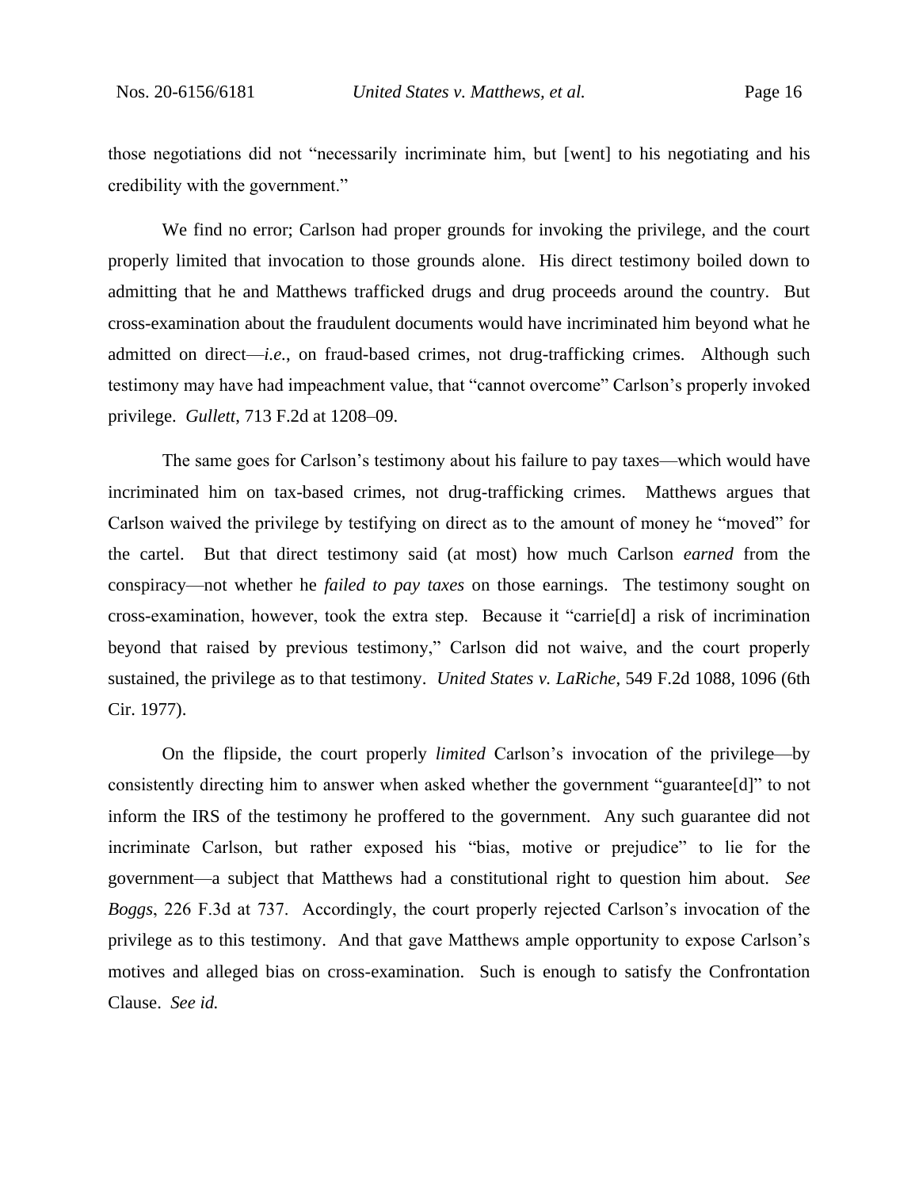those negotiations did not "necessarily incriminate him, but [went] to his negotiating and his credibility with the government."

We find no error; Carlson had proper grounds for invoking the privilege, and the court properly limited that invocation to those grounds alone. His direct testimony boiled down to admitting that he and Matthews trafficked drugs and drug proceeds around the country. But cross-examination about the fraudulent documents would have incriminated him beyond what he admitted on direct—*i.e.*, on fraud-based crimes, not drug-trafficking crimes. Although such testimony may have had impeachment value, that "cannot overcome" Carlson's properly invoked privilege. *Gullett*, 713 F.2d at 1208–09.

The same goes for Carlson's testimony about his failure to pay taxes—which would have incriminated him on tax-based crimes, not drug-trafficking crimes. Matthews argues that Carlson waived the privilege by testifying on direct as to the amount of money he "moved" for the cartel. But that direct testimony said (at most) how much Carlson *earned* from the conspiracy—not whether he *failed to pay taxes* on those earnings. The testimony sought on cross-examination, however, took the extra step. Because it "carrie[d] a risk of incrimination beyond that raised by previous testimony," Carlson did not waive, and the court properly sustained, the privilege as to that testimony. *United States v. LaRiche*, 549 F.2d 1088, 1096 (6th Cir. 1977).

On the flipside, the court properly *limited* Carlson's invocation of the privilege—by consistently directing him to answer when asked whether the government "guarantee[d]" to not inform the IRS of the testimony he proffered to the government. Any such guarantee did not incriminate Carlson, but rather exposed his "bias, motive or prejudice" to lie for the government—a subject that Matthews had a constitutional right to question him about. *See Boggs*, 226 F.3d at 737. Accordingly, the court properly rejected Carlson's invocation of the privilege as to this testimony. And that gave Matthews ample opportunity to expose Carlson's motives and alleged bias on cross-examination. Such is enough to satisfy the Confrontation Clause. *See id.*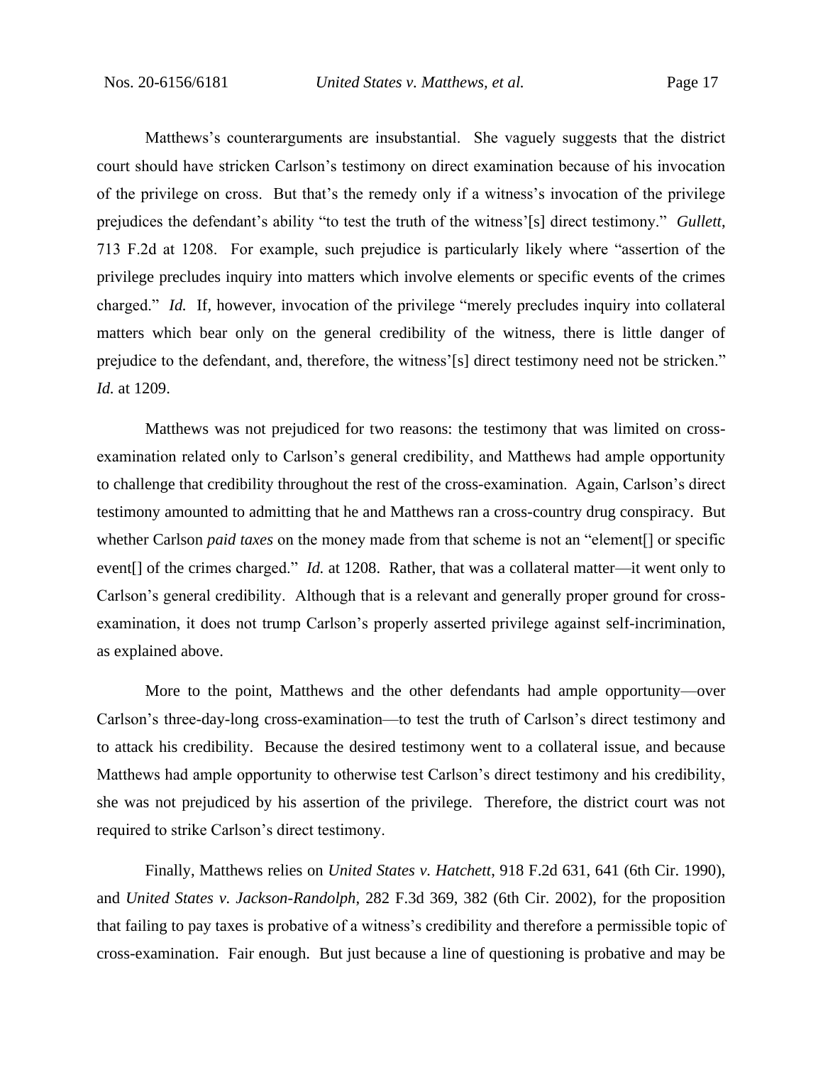Matthews's counterarguments are insubstantial. She vaguely suggests that the district court should have stricken Carlson's testimony on direct examination because of his invocation of the privilege on cross. But that's the remedy only if a witness's invocation of the privilege prejudices the defendant's ability "to test the truth of the witness'[s] direct testimony." *Gullett*, 713 F.2d at 1208. For example, such prejudice is particularly likely where "assertion of the privilege precludes inquiry into matters which involve elements or specific events of the crimes charged." *Id.* If, however, invocation of the privilege "merely precludes inquiry into collateral matters which bear only on the general credibility of the witness, there is little danger of prejudice to the defendant, and, therefore, the witness'[s] direct testimony need not be stricken." *Id.* at 1209.

Matthews was not prejudiced for two reasons: the testimony that was limited on cross-examination related only to Carlson's general credibility, and Matthews had ample opportunity to challenge that credibility throughout the rest of the cross-examination. Again, Carlson's direct testimony amounted to admitting that he and Matthews ran a cross-country drug conspiracy. But whether Carlson *paid taxes* on the money made from that scheme is not an "element[] or specific event[] of the crimes charged." *Id.* at 1208. Rather, that was a collateral matter—it went only to Carlson's general credibility. Although that is a relevant and generally proper ground for cross-examination, it does not trump Carlson's properly asserted privilege against self-incrimination, as explained above.

More to the point, Matthews and the other defendants had ample opportunity—over Carlson's three-day-long cross-examination—to test the truth of Carlson's direct testimony and to attack his credibility. Because the desired testimony went to a collateral issue, and because Matthews had ample opportunity to otherwise test Carlson's direct testimony and his credibility, she was not prejudiced by his assertion of the privilege. Therefore, the district court was not required to strike Carlson's direct testimony.

Finally, Matthews relies on *United States v. Hatchett*, 918 F.2d 631, 641 (6th Cir. 1990), and *United States v. Jackson-Randolph*, 282 F.3d 369, 382 (6th Cir. 2002), for the proposition that failing to pay taxes is probative of a witness's credibility and therefore a permissible topic of cross-examination. Fair enough. But just because a line of questioning is probative and may be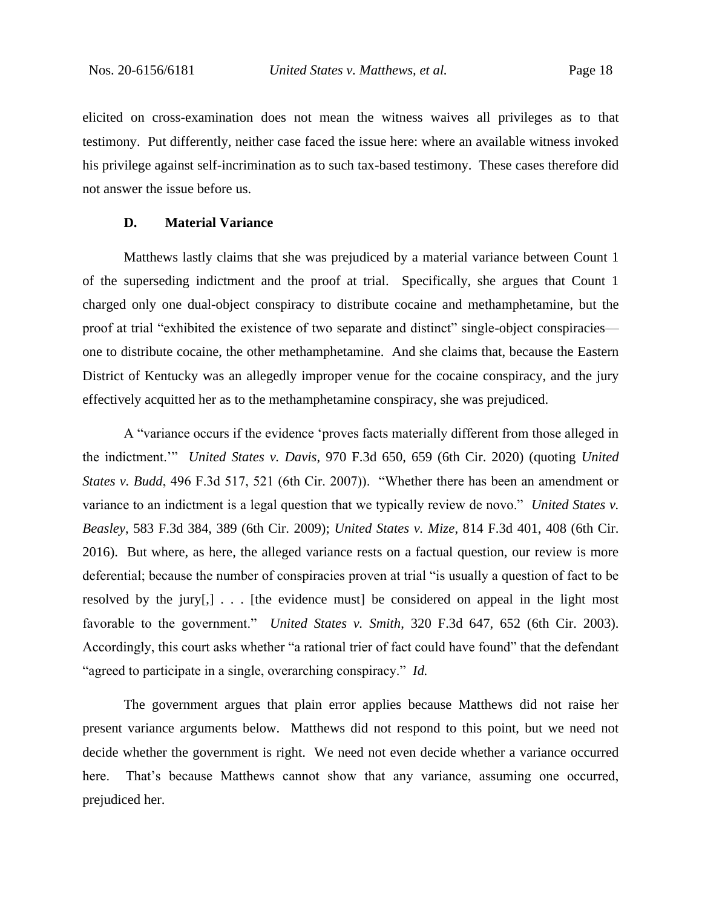elicited on cross-examination does not mean the witness waives all privileges as to that testimony. Put differently, neither case faced the issue here: where an available witness invoked his privilege against self-incrimination as to such tax-based testimony. These cases therefore did not answer the issue before us.

### D. Material Variance

Matthews lastly claims that she was prejudiced by a material variance between Count 1 of the superseding indictment and the proof at trial. Specifically, she argues that Count 1 charged only one dual-object conspiracy to distribute cocaine and methamphetamine, but the proof at trial "exhibited the existence of two separate and distinct" single-object conspiracies—one to distribute cocaine, the other methamphetamine. And she claims that, because the Eastern District of Kentucky was an allegedly improper venue for the cocaine conspiracy, and the jury effectively acquitted her as to the methamphetamine conspiracy, she was prejudiced.

A "variance occurs if the evidence 'proves facts materially different from those alleged in the indictment.'" *United States v. Davis*, 970 F.3d 650, 659 (6th Cir. 2020) (quoting *United States v. Budd*, 496 F.3d 517, 521 (6th Cir. 2007)). "Whether there has been an amendment or variance to an indictment is a legal question that we typically review de novo." *United States v. Beasley*, 583 F.3d 384, 389 (6th Cir. 2009); *United States v. Mize*, 814 F.3d 401, 408 (6th Cir. 2016). But where, as here, the alleged variance rests on a factual question, our review is more deferential; because the number of conspiracies proven at trial "is usually a question of fact to be resolved by the jury[,] . . . [the evidence must] be considered on appeal in the light most favorable to the government." *United States v. Smith*, 320 F.3d 647, 652 (6th Cir. 2003). Accordingly, this court asks whether "a rational trier of fact could have found" that the defendant "agreed to participate in a single, overarching conspiracy." *Id.*

The government argues that plain error applies because Matthews did not raise her present variance arguments below. Matthews did not respond to this point, but we need not decide whether the government is right. We need not even decide whether a variance occurred here. That's because Matthews cannot show that any variance, assuming one occurred, prejudiced her.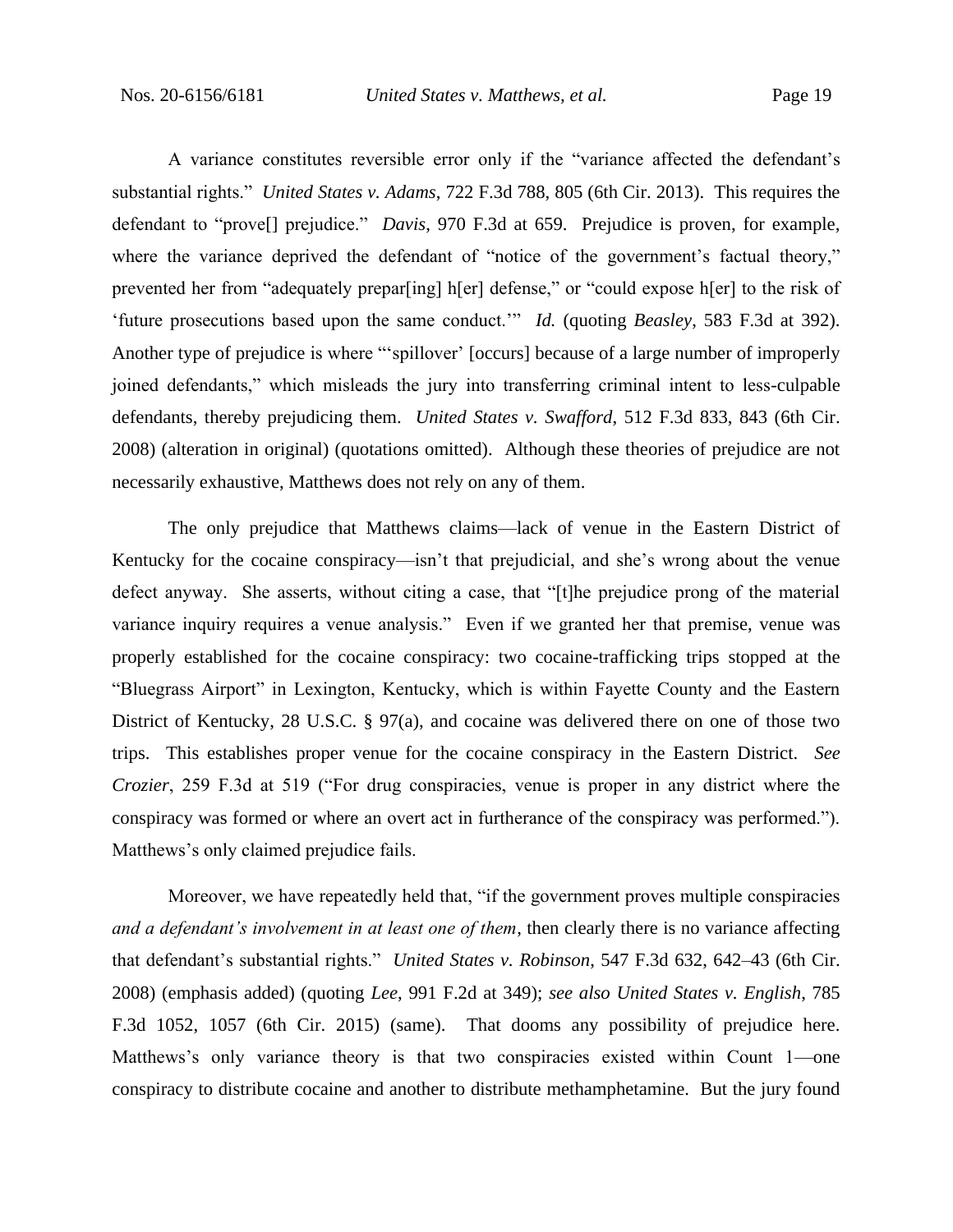A variance constitutes reversible error only if the "variance affected the defendant's substantial rights." *United States v. Adams*, 722 F.3d 788, 805 (6th Cir. 2013). This requires the defendant to "prove[] prejudice." *Davis*, 970 F.3d at 659. Prejudice is proven, for example, where the variance deprived the defendant of "notice of the government's factual theory," prevented her from "adequately prepar[ing] h[er] defense," or "could expose h[er] to the risk of 'future prosecutions based upon the same conduct.'" *Id.* (quoting *Beasley*, 583 F.3d at 392). Another type of prejudice is where "'spillover' [occurs] because of a large number of improperly joined defendants," which misleads the jury into transferring criminal intent to less-culpable defendants, thereby prejudicing them. *United States v. Swafford*, 512 F.3d 833, 843 (6th Cir. 2008) (alteration in original) (quotations omitted). Although these theories of prejudice are not necessarily exhaustive, Matthews does not rely on any of them.

The only prejudice that Matthews claims—lack of venue in the Eastern District of Kentucky for the cocaine conspiracy—isn't that prejudicial, and she's wrong about the venue defect anyway. She asserts, without citing a case, that "[t]he prejudice prong of the material variance inquiry requires a venue analysis." Even if we granted her that premise, venue was properly established for the cocaine conspiracy: two cocaine-trafficking trips stopped at the "Bluegrass Airport" in Lexington, Kentucky, which is within Fayette County and the Eastern District of Kentucky, 28 U.S.C. § 97(a), and cocaine was delivered there on one of those two trips. This establishes proper venue for the cocaine conspiracy in the Eastern District. *See Crozier*, 259 F.3d at 519 ("For drug conspiracies, venue is proper in any district where the conspiracy was formed or where an overt act in furtherance of the conspiracy was performed."). Matthews's only claimed prejudice fails.

Moreover, we have repeatedly held that, "if the government proves multiple conspiracies *and a defendant's involvement in at least one of them*, then clearly there is no variance affecting that defendant's substantial rights." *United States v. Robinson*, 547 F.3d 632, 642–43 (6th Cir. 2008) (emphasis added) (quoting *Lee*, 991 F.2d at 349); *see also United States v. English*, 785 F.3d 1052, 1057 (6th Cir. 2015) (same). That dooms any possibility of prejudice here. Matthews's only variance theory is that two conspiracies existed within Count 1—one conspiracy to distribute cocaine and another to distribute methamphetamine. But the jury found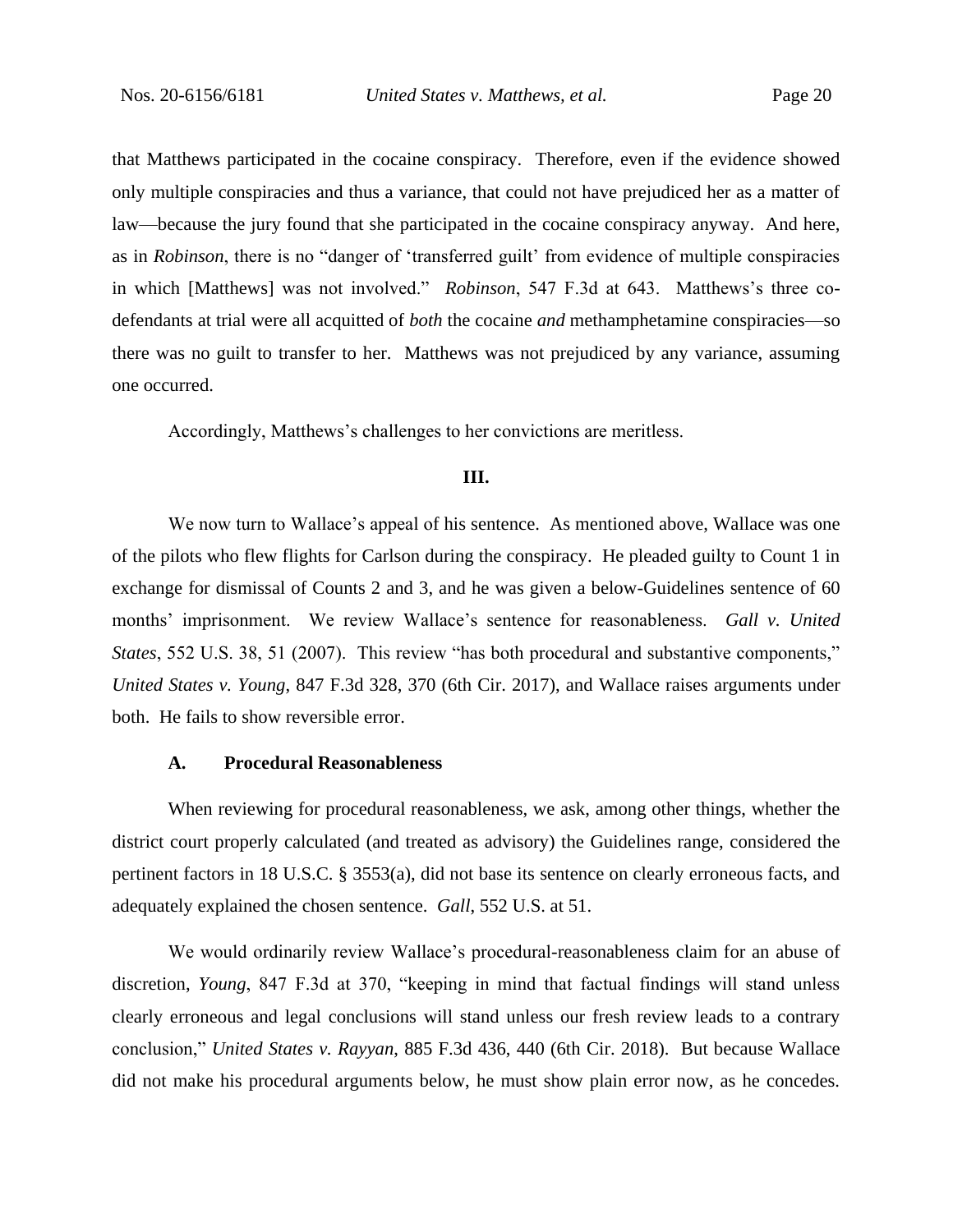that Matthews participated in the cocaine conspiracy. Therefore, even if the evidence showed only multiple conspiracies and thus a variance, that could not have prejudiced her as a matter of law—because the jury found that she participated in the cocaine conspiracy anyway. And here, as in *Robinson*, there is no "danger of 'transferred guilt' from evidence of multiple conspiracies in which [Matthews] was not involved." *Robinson*, 547 F.3d at 643. Matthews's three co-defendants at trial were all acquitted of *both* the cocaine *and* methamphetamine conspiracies—so there was no guilt to transfer to her. Matthews was not prejudiced by any variance, assuming one occurred.

Accordingly, Matthews's challenges to her convictions are meritless.

## III.

We now turn to Wallace's appeal of his sentence. As mentioned above, Wallace was one of the pilots who flew flights for Carlson during the conspiracy. He pleaded guilty to Count 1 in exchange for dismissal of Counts 2 and 3, and he was given a below-Guidelines sentence of 60 months' imprisonment. We review Wallace's sentence for reasonableness. *Gall v. United States*, 552 U.S. 38, 51 (2007). This review "has both procedural and substantive components," *United States v. Young*, 847 F.3d 328, 370 (6th Cir. 2017), and Wallace raises arguments under both. He fails to show reversible error.

### A. Procedural Reasonableness

When reviewing for procedural reasonableness, we ask, among other things, whether the district court properly calculated (and treated as advisory) the Guidelines range, considered the pertinent factors in 18 U.S.C. § 3553(a), did not base its sentence on clearly erroneous facts, and adequately explained the chosen sentence. *Gall*, 552 U.S. at 51.

We would ordinarily review Wallace's procedural-reasonableness claim for an abuse of discretion, *Young*, 847 F.3d at 370, "keeping in mind that factual findings will stand unless clearly erroneous and legal conclusions will stand unless our fresh review leads to a contrary conclusion," *United States v. Rayyan*, 885 F.3d 436, 440 (6th Cir. 2018). But because Wallace did not make his procedural arguments below, he must show plain error now, as he concedes.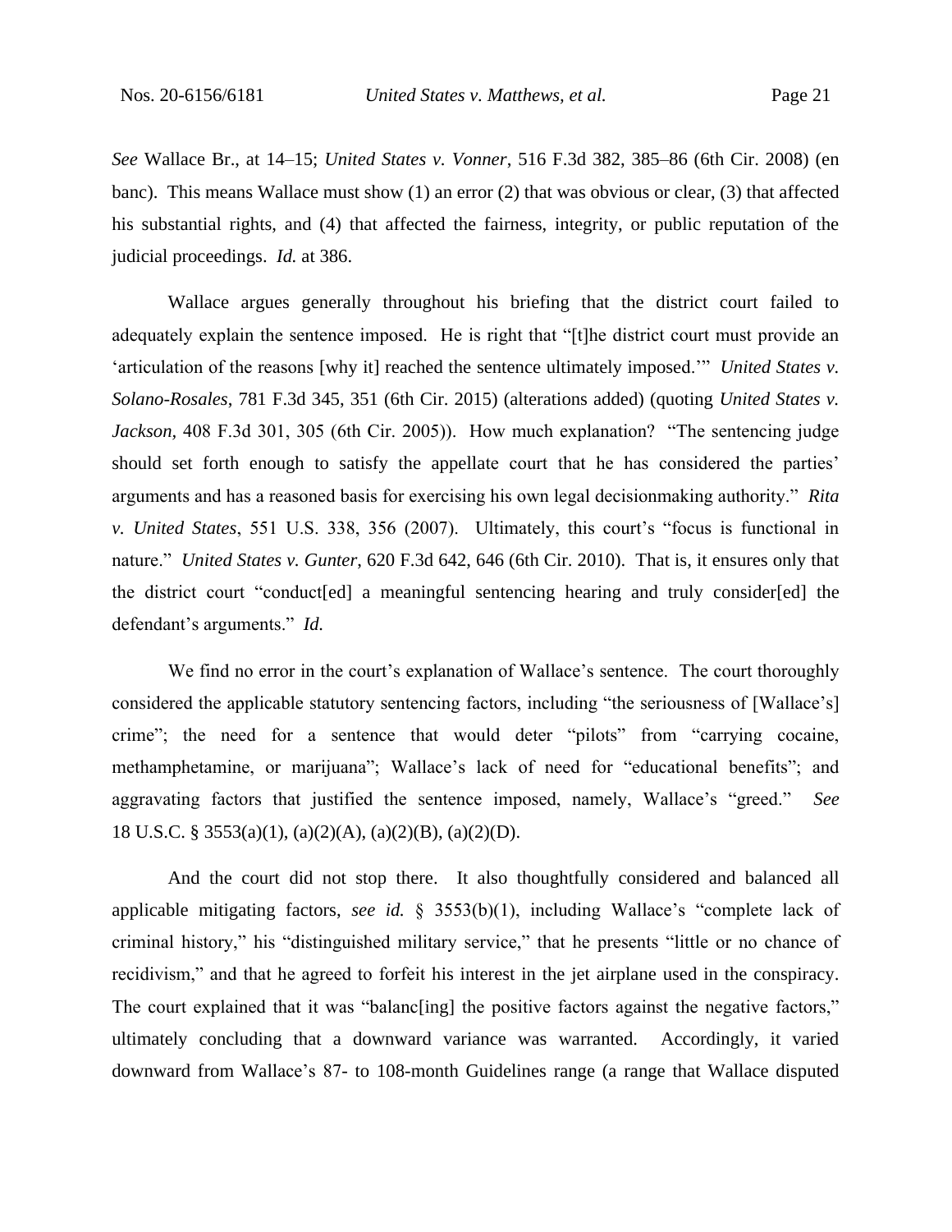*See* Wallace Br., at 14–15; *United States v. Vonner*, 516 F.3d 382, 385–86 (6th Cir. 2008) (en banc). This means Wallace must show (1) an error (2) that was obvious or clear, (3) that affected his substantial rights, and (4) that affected the fairness, integrity, or public reputation of the judicial proceedings. *Id.* at 386.

Wallace argues generally throughout his briefing that the district court failed to adequately explain the sentence imposed. He is right that "[t]he district court must provide an 'articulation of the reasons [why it] reached the sentence ultimately imposed.'" *United States v. Solano-Rosales*, 781 F.3d 345, 351 (6th Cir. 2015) (alterations added) (quoting *United States v. Jackson*, 408 F.3d 301, 305 (6th Cir. 2005)). How much explanation? "The sentencing judge should set forth enough to satisfy the appellate court that he has considered the parties' arguments and has a reasoned basis for exercising his own legal decisionmaking authority." *Rita v. United States*, 551 U.S. 338, 356 (2007). Ultimately, this court's "focus is functional in nature." *United States v. Gunter*, 620 F.3d 642, 646 (6th Cir. 2010). That is, it ensures only that the district court "conduct[ed] a meaningful sentencing hearing and truly consider[ed] the defendant's arguments." *Id.*

We find no error in the court's explanation of Wallace's sentence. The court thoroughly considered the applicable statutory sentencing factors, including "the seriousness of [Wallace's] crime"; the need for a sentence that would deter "pilots" from "carrying cocaine, methamphetamine, or marijuana"; Wallace's lack of need for "educational benefits"; and aggravating factors that justified the sentence imposed, namely, Wallace's "greed." *See* 18 U.S.C. § 3553(a)(1), (a)(2)(A), (a)(2)(B), (a)(2)(D).

And the court did not stop there. It also thoughtfully considered and balanced all applicable mitigating factors, *see id.* § 3553(b)(1), including Wallace's "complete lack of criminal history," his "distinguished military service," that he presents "little or no chance of recidivism," and that he agreed to forfeit his interest in the jet airplane used in the conspiracy. The court explained that it was "balanc[ing] the positive factors against the negative factors," ultimately concluding that a downward variance was warranted. Accordingly, it varied downward from Wallace's 87- to 108-month Guidelines range (a range that Wallace disputed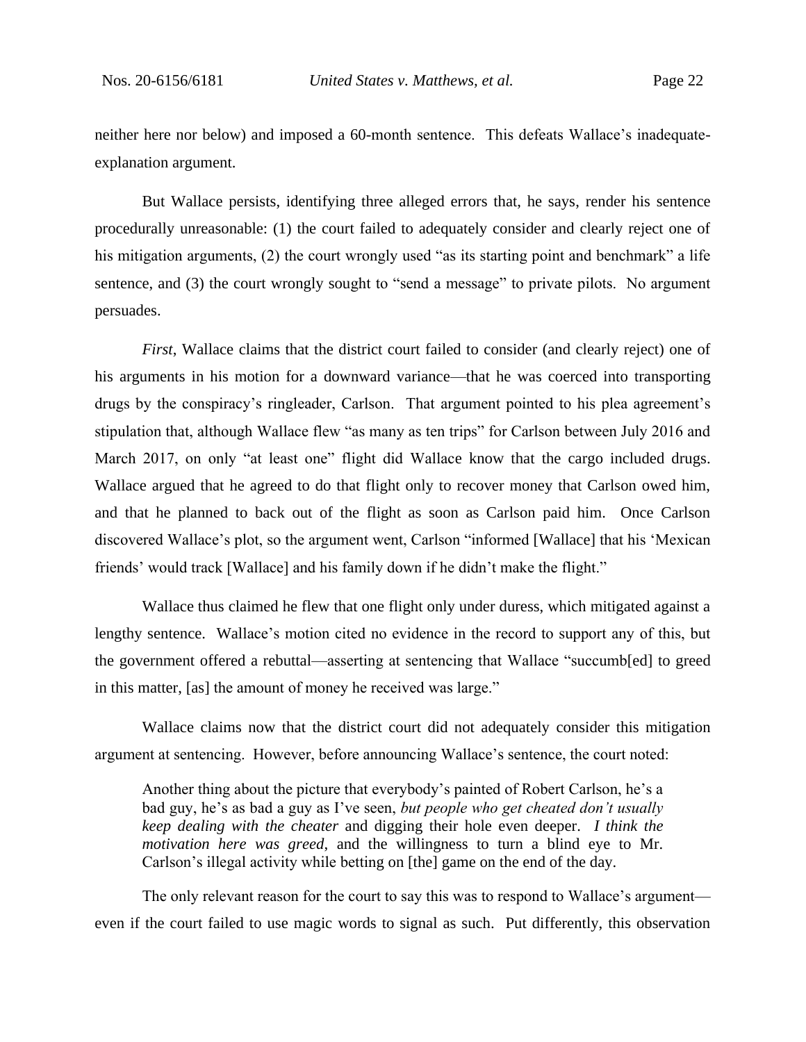neither here nor below) and imposed a 60-month sentence. This defeats Wallace's inadequate-explanation argument.

But Wallace persists, identifying three alleged errors that, he says, render his sentence procedurally unreasonable: (1) the court failed to adequately consider and clearly reject one of his mitigation arguments, (2) the court wrongly used "as its starting point and benchmark" a life sentence, and (3) the court wrongly sought to "send a message" to private pilots. No argument persuades.

*First*, Wallace claims that the district court failed to consider (and clearly reject) one of his arguments in his motion for a downward variance—that he was coerced into transporting drugs by the conspiracy's ringleader, Carlson. That argument pointed to his plea agreement's stipulation that, although Wallace flew "as many as ten trips" for Carlson between July 2016 and March 2017, on only "at least one" flight did Wallace know that the cargo included drugs. Wallace argued that he agreed to do that flight only to recover money that Carlson owed him, and that he planned to back out of the flight as soon as Carlson paid him. Once Carlson discovered Wallace's plot, so the argument went, Carlson "informed [Wallace] that his 'Mexican friends' would track [Wallace] and his family down if he didn't make the flight."

Wallace thus claimed he flew that one flight only under duress, which mitigated against a lengthy sentence. Wallace's motion cited no evidence in the record to support any of this, but the government offered a rebuttal—asserting at sentencing that Wallace "succumb[ed] to greed in this matter, [as] the amount of money he received was large."

Wallace claims now that the district court did not adequately consider this mitigation argument at sentencing. However, before announcing Wallace's sentence, the court noted:

> Another thing about the picture that everybody's painted of Robert Carlson, he's a bad guy, he's as bad a guy as I've seen, *but people who get cheated don't usually keep dealing with the cheater* and digging their hole even deeper. *I think the motivation here was greed*, and the willingness to turn a blind eye to Mr. Carlson's illegal activity while betting on [the] game on the end of the day.

The only relevant reason for the court to say this was to respond to Wallace's argument—even if the court failed to use magic words to signal as such. Put differently, this observation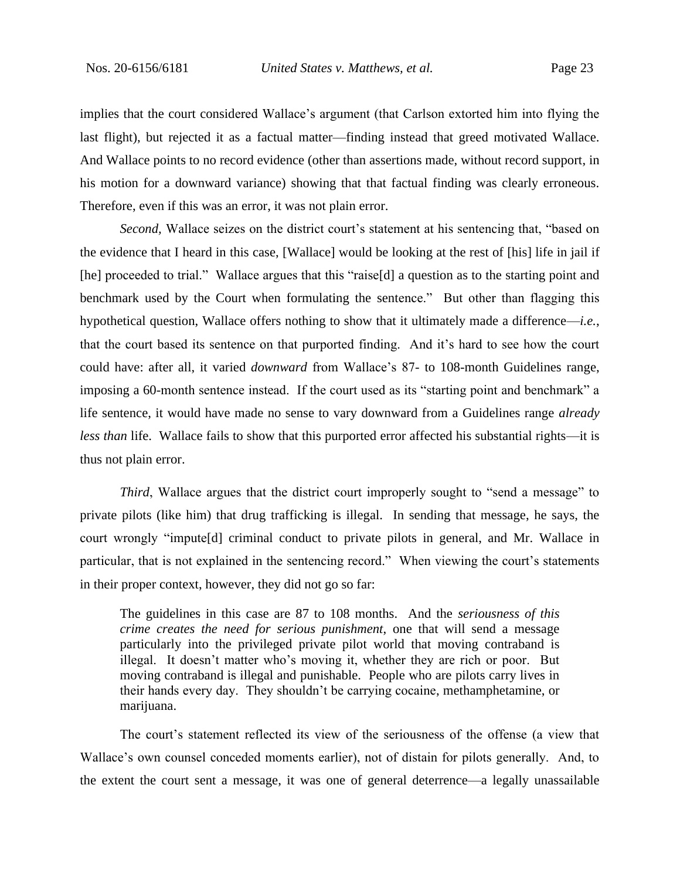implies that the court considered Wallace's argument (that Carlson extorted him into flying the last flight), but rejected it as a factual matter—finding instead that greed motivated Wallace. And Wallace points to no record evidence (other than assertions made, without record support, in his motion for a downward variance) showing that that factual finding was clearly erroneous. Therefore, even if this was an error, it was not plain error.

*Second,* Wallace seizes on the district court's statement at his sentencing that, "based on the evidence that I heard in this case, [Wallace] would be looking at the rest of [his] life in jail if [he] proceeded to trial." Wallace argues that this "raise[d] a question as to the starting point and benchmark used by the Court when formulating the sentence." But other than flagging this hypothetical question, Wallace offers nothing to show that it ultimately made a difference—*i.e.*, that the court based its sentence on that purported finding. And it's hard to see how the court could have: after all, it varied *downward* from Wallace's 87- to 108-month Guidelines range, imposing a 60-month sentence instead. If the court used as its "starting point and benchmark" a life sentence, it would have made no sense to vary downward from a Guidelines range *already less than* life. Wallace fails to show that this purported error affected his substantial rights—it is thus not plain error.

*Third*, Wallace argues that the district court improperly sought to "send a message" to private pilots (like him) that drug trafficking is illegal. In sending that message, he says, the court wrongly "impute[d] criminal conduct to private pilots in general, and Mr. Wallace in particular, that is not explained in the sentencing record." When viewing the court's statements in their proper context, however, they did not go so far:

> The guidelines in this case are 87 to 108 months. And the *seriousness of this crime creates the need for serious punishment*, one that will send a message particularly into the privileged private pilot world that moving contraband is illegal. It doesn't matter who's moving it, whether they are rich or poor. But moving contraband is illegal and punishable. People who are pilots carry lives in their hands every day. They shouldn't be carrying cocaine, methamphetamine, or marijuana.

The court's statement reflected its view of the seriousness of the offense (a view that Wallace's own counsel conceded moments earlier), not of distain for pilots generally. And, to the extent the court sent a message, it was one of general deterrence—a legally unassailable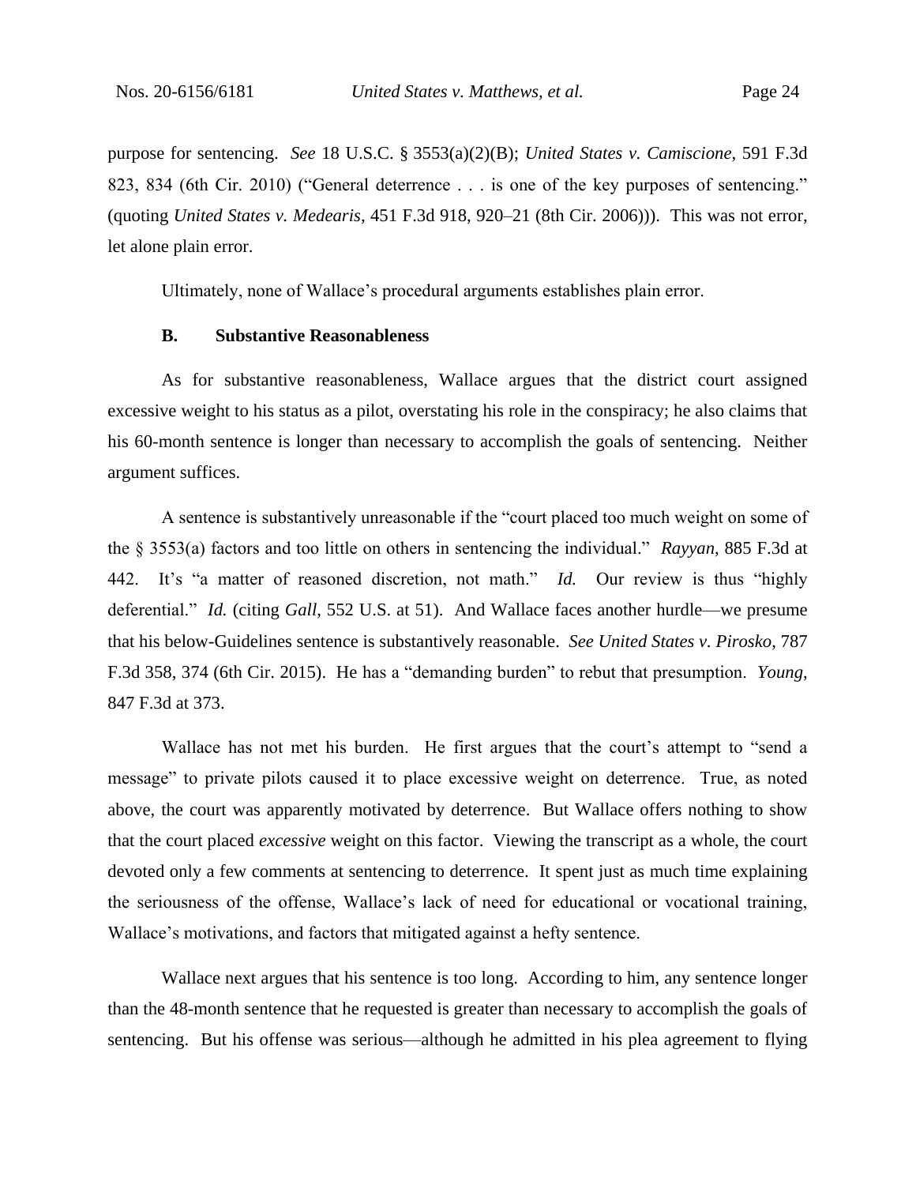purpose for sentencing. *See* 18 U.S.C. § 3553(a)(2)(B); *United States v. Camiscione*, 591 F.3d 823, 834 (6th Cir. 2010) ("General deterrence . . . is one of the key purposes of sentencing." (quoting *United States v. Medearis*, 451 F.3d 918, 920–21 (8th Cir. 2006))). This was not error, let alone plain error.

Ultimately, none of Wallace's procedural arguments establishes plain error.

### B. Substantive Reasonableness

As for substantive reasonableness, Wallace argues that the district court assigned excessive weight to his status as a pilot, overstating his role in the conspiracy; he also claims that his 60-month sentence is longer than necessary to accomplish the goals of sentencing. Neither argument suffices.

A sentence is substantively unreasonable if the "court placed too much weight on some of the § 3553(a) factors and too little on others in sentencing the individual." *Rayyan*, 885 F.3d at 442. It's "a matter of reasoned discretion, not math." *Id.* Our review is thus "highly deferential." *Id.* (citing *Gall*, 552 U.S. at 51). And Wallace faces another hurdle—we presume that his below-Guidelines sentence is substantively reasonable. *See United States v. Pirosko*, 787 F.3d 358, 374 (6th Cir. 2015). He has a "demanding burden" to rebut that presumption. *Young*, 847 F.3d at 373.

Wallace has not met his burden. He first argues that the court's attempt to "send a message" to private pilots caused it to place excessive weight on deterrence. True, as noted above, the court was apparently motivated by deterrence. But Wallace offers nothing to show that the court placed *excessive* weight on this factor. Viewing the transcript as a whole, the court devoted only a few comments at sentencing to deterrence. It spent just as much time explaining the seriousness of the offense, Wallace's lack of need for educational or vocational training, Wallace's motivations, and factors that mitigated against a hefty sentence.

Wallace next argues that his sentence is too long. According to him, any sentence longer than the 48-month sentence that he requested is greater than necessary to accomplish the goals of sentencing. But his offense was serious—although he admitted in his plea agreement to flying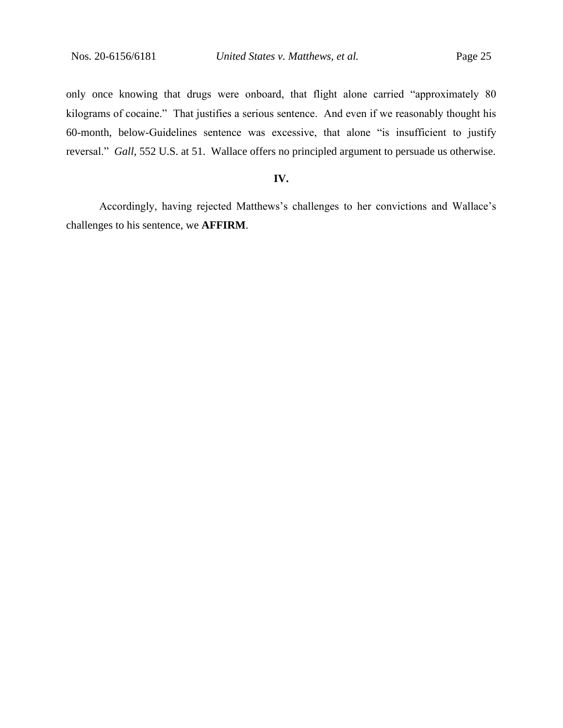only once knowing that drugs were onboard, that flight alone carried "approximately 80 kilograms of cocaine." That justifies a serious sentence. And even if we reasonably thought his 60-month, below-Guidelines sentence was excessive, that alone "is insufficient to justify reversal." *Gall*, 552 U.S. at 51. Wallace offers no principled argument to persuade us otherwise.

## IV.

Accordingly, having rejected Matthews's challenges to her convictions and Wallace's challenges to his sentence, we **AFFIRM**.